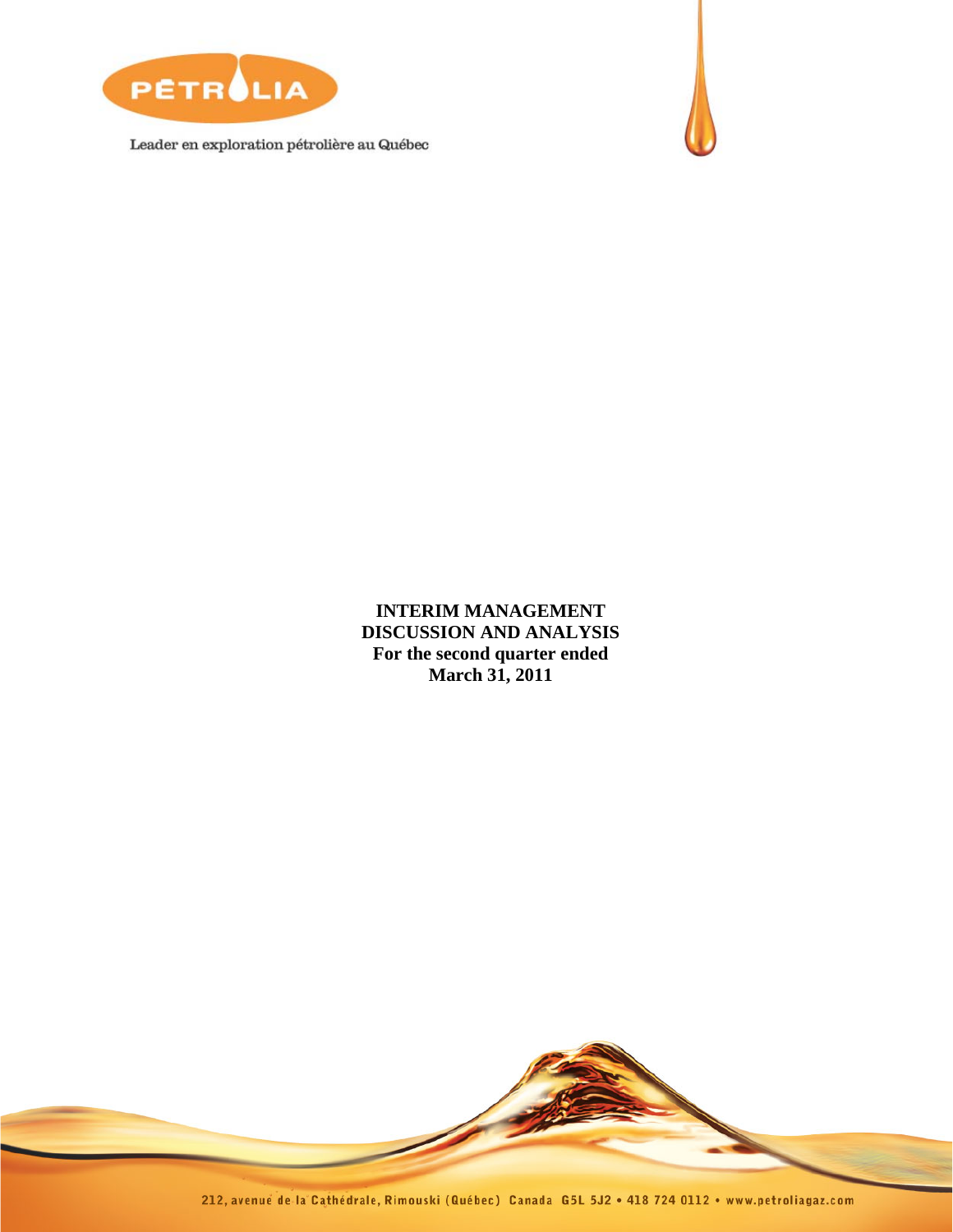PÉTROLIA

Leader en exploration pétrolière au Québec

**INTERIM MANAGEMENT DISCUSSION AND ANALYSIS**
**For the second quarter ended March 31, 2011**

212, avenue de la Cathédrale, Rimouski (Québec) Canada G5L 5J2 • 418 724 0112 • www.petroliagaz.com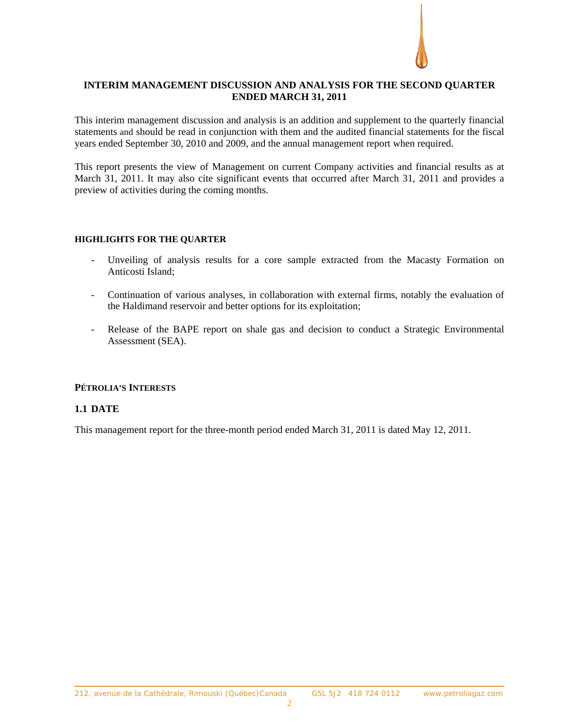**INTERIM MANAGEMENT DISCUSSION AND ANALYSIS FOR THE SECOND QUARTER ENDED MARCH 31, 2011**

This interim management discussion and analysis is an addition and supplement to the quarterly financial statements and should be read in conjunction with them and the audited financial statements for the fiscal years ended September 30, 2010 and 2009, and the annual management report when required.

This report presents the view of Management on current Company activities and financial results as at March 31, 2011. It may also cite significant events that occurred after March 31, 2011 and provides a preview of activities during the coming months.

**HIGHLIGHTS FOR THE QUARTER**

- Unveiling of analysis results for a core sample extracted from the Macasty Formation on Anticosti Island;
- Continuation of various analyses, in collaboration with external firms, notably the evaluation of the Haldimand reservoir and better options for its exploitation;
- Release of the BAPE report on shale gas and decision to conduct a Strategic Environmental Assessment (SEA).

**PÉTROLIA'S INTERESTS**

## 1.1 DATE

This management report for the three-month period ended March 31, 2011 is dated May 12, 2011.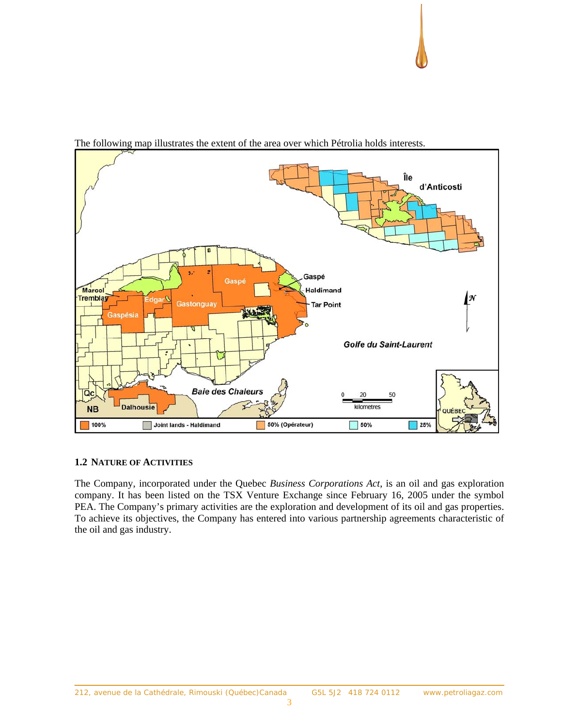The following map illustrates the extent of the area over which Pétrolia holds interests.

Île d'Anticosti

Gaspé
Haldimand
Tar Point
Marcel Tremblay
Edgar
Gaspé
Gastonguay
Gaspésia
Golfe du Saint-Laurent
Baie des Chaleurs
Qc
NB
Dalhousie
0 20 50
kilometres
QUÉBEC

100% Joint lands - Haldimand 50% (Opérateur) 50% 25%

## 1.2 NATURE OF ACTIVITIES

The Company, incorporated under the Quebec *Business Corporations Act*, is an oil and gas exploration company. It has been listed on the TSX Venture Exchange since February 16, 2005 under the symbol PEA. The Company's primary activities are the exploration and development of its oil and gas properties. To achieve its objectives, the Company has entered into various partnership agreements characteristic of the oil and gas industry.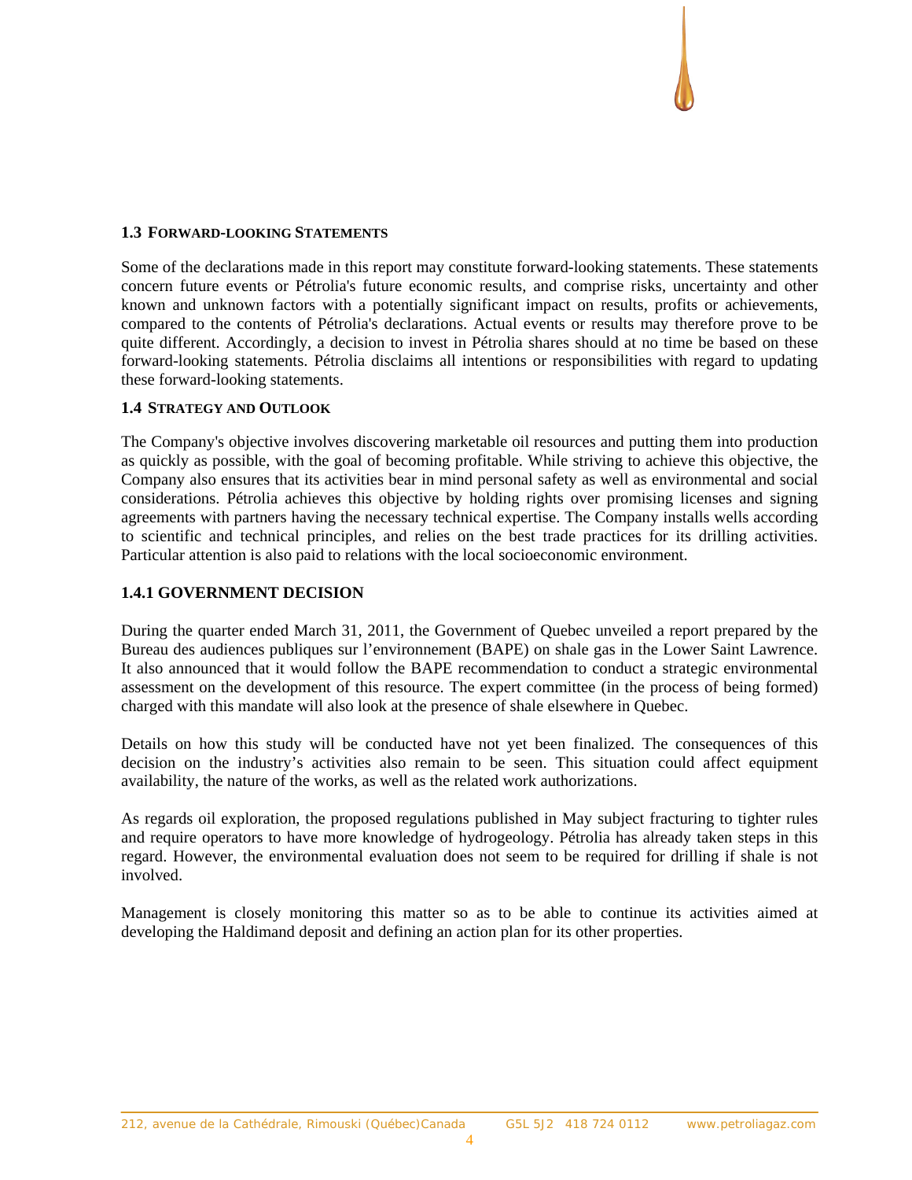### 1.3 Forward-looking Statements

Some of the declarations made in this report may constitute forward-looking statements. These statements concern future events or Pétrolia's future economic results, and comprise risks, uncertainty and other known and unknown factors with a potentially significant impact on results, profits or achievements, compared to the contents of Pétrolia's declarations. Actual events or results may therefore prove to be quite different. Accordingly, a decision to invest in Pétrolia shares should at no time be based on these forward-looking statements. Pétrolia disclaims all intentions or responsibilities with regard to updating these forward-looking statements.

### 1.4 Strategy and Outlook

The Company's objective involves discovering marketable oil resources and putting them into production as quickly as possible, with the goal of becoming profitable. While striving to achieve this objective, the Company also ensures that its activities bear in mind personal safety as well as environmental and social considerations. Pétrolia achieves this objective by holding rights over promising licenses and signing agreements with partners having the necessary technical expertise. The Company installs wells according to scientific and technical principles, and relies on the best trade practices for its drilling activities. Particular attention is also paid to relations with the local socioeconomic environment.

#### 1.4.1 GOVERNMENT DECISION

During the quarter ended March 31, 2011, the Government of Quebec unveiled a report prepared by the Bureau des audiences publiques sur l'environnement (BAPE) on shale gas in the Lower Saint Lawrence. It also announced that it would follow the BAPE recommendation to conduct a strategic environmental assessment on the development of this resource. The expert committee (in the process of being formed) charged with this mandate will also look at the presence of shale elsewhere in Quebec.

Details on how this study will be conducted have not yet been finalized. The consequences of this decision on the industry's activities also remain to be seen. This situation could affect equipment availability, the nature of the works, as well as the related work authorizations.

As regards oil exploration, the proposed regulations published in May subject fracturing to tighter rules and require operators to have more knowledge of hydrogeology. Pétrolia has already taken steps in this regard. However, the environmental evaluation does not seem to be required for drilling if shale is not involved.

Management is closely monitoring this matter so as to be able to continue its activities aimed at developing the Haldimand deposit and defining an action plan for its other properties.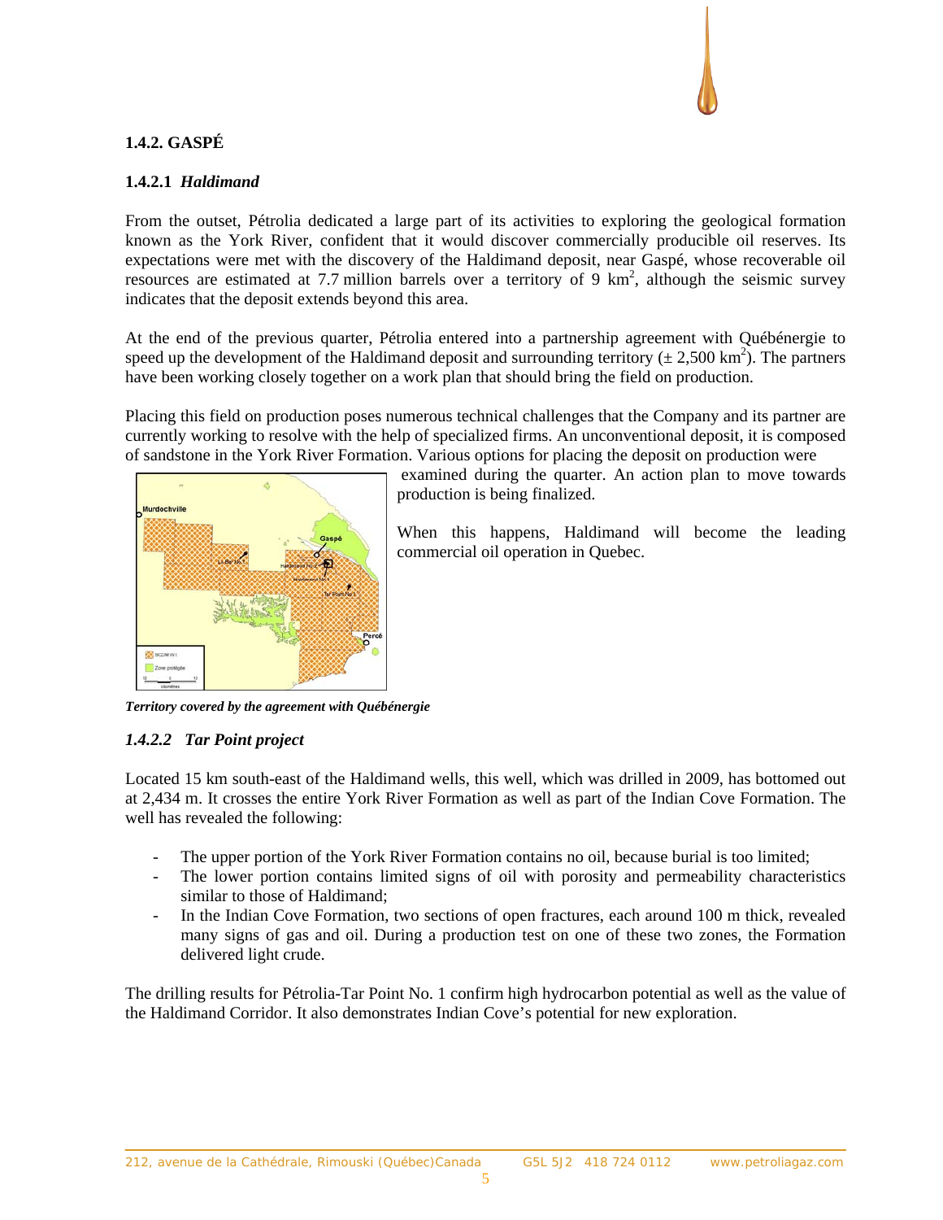### 1.4.2. GASPÉ

#### 1.4.2.1 *Haldimand*

From the outset, Pétrolia dedicated a large part of its activities to exploring the geological formation known as the York River, confident that it would discover commercially producible oil reserves. Its expectations were met with the discovery of the Haldimand deposit, near Gaspé, whose recoverable oil resources are estimated at 7.7 million barrels over a territory of 9 km$^2$, although the seismic survey indicates that the deposit extends beyond this area.

At the end of the previous quarter, Pétrolia entered into a partnership agreement with Québénergie to speed up the development of the Haldimand deposit and surrounding territory (± 2,500 km$^2$). The partners have been working closely together on a work plan that should bring the field on production.

Placing this field on production poses numerous technical challenges that the Company and its partner are currently working to resolve with the help of specialized firms. An unconventional deposit, it is composed of sandstone in the York River Formation. Various options for placing the deposit on production were examined during the quarter. An action plan to move towards production is being finalized.

When this happens, Haldimand will become the leading commercial oil operation in Quebec.

Murdochville
Gaspé
La Baie No 1
Haldimand No 2
Haldimand No 1
Tar Point No 1
Percé
BCDM W.I.
Zone protégée
10 0 10
kilomètres

*Territory covered by the agreement with Québénergie*

#### *1.4.2.2 Tar Point project*

Located 15 km south-east of the Haldimand wells, this well, which was drilled in 2009, has bottomed out at 2,434 m. It crosses the entire York River Formation as well as part of the Indian Cove Formation. The well has revealed the following:

- The upper portion of the York River Formation contains no oil, because burial is too limited;
- The lower portion contains limited signs of oil with porosity and permeability characteristics similar to those of Haldimand;
- In the Indian Cove Formation, two sections of open fractures, each around 100 m thick, revealed many signs of gas and oil. During a production test on one of these two zones, the Formation delivered light crude.

The drilling results for Pétrolia-Tar Point No. 1 confirm high hydrocarbon potential as well as the value of the Haldimand Corridor. It also demonstrates Indian Cove's potential for new exploration.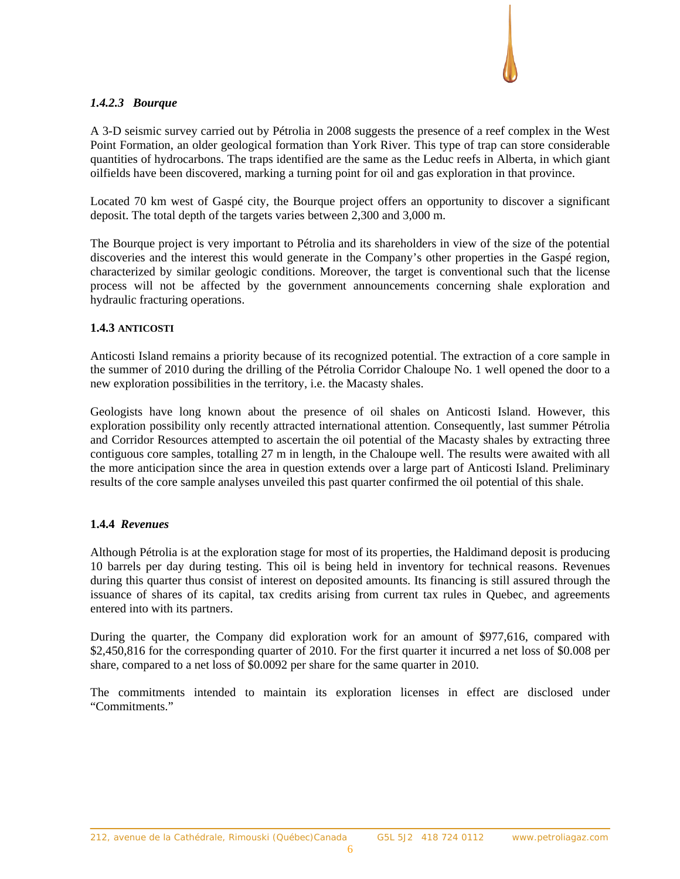#### *1.4.2.3 Bourque*

A 3-D seismic survey carried out by Pétrolia in 2008 suggests the presence of a reef complex in the West Point Formation, an older geological formation than York River. This type of trap can store considerable quantities of hydrocarbons. The traps identified are the same as the Leduc reefs in Alberta, in which giant oilfields have been discovered, marking a turning point for oil and gas exploration in that province.

Located 70 km west of Gaspé city, the Bourque project offers an opportunity to discover a significant deposit. The total depth of the targets varies between 2,300 and 3,000 m.

The Bourque project is very important to Pétrolia and its shareholders in view of the size of the potential discoveries and the interest this would generate in the Company's other properties in the Gaspé region, characterized by similar geologic conditions. Moreover, the target is conventional such that the license process will not be affected by the government announcements concerning shale exploration and hydraulic fracturing operations.

### 1.4.3 ANTICOSTI

Anticosti Island remains a priority because of its recognized potential. The extraction of a core sample in the summer of 2010 during the drilling of the Pétrolia Corridor Chaloupe No. 1 well opened the door to a new exploration possibilities in the territory, i.e. the Macasty shales.

Geologists have long known about the presence of oil shales on Anticosti Island. However, this exploration possibility only recently attracted international attention. Consequently, last summer Pétrolia and Corridor Resources attempted to ascertain the oil potential of the Macasty shales by extracting three contiguous core samples, totalling 27 m in length, in the Chaloupe well. The results were awaited with all the more anticipation since the area in question extends over a large part of Anticosti Island. Preliminary results of the core sample analyses unveiled this past quarter confirmed the oil potential of this shale.

### 1.4.4 *Revenues*

Although Pétrolia is at the exploration stage for most of its properties, the Haldimand deposit is producing 10 barrels per day during testing. This oil is being held in inventory for technical reasons. Revenues during this quarter thus consist of interest on deposited amounts. Its financing is still assured through the issuance of shares of its capital, tax credits arising from current tax rules in Quebec, and agreements entered into with its partners.

During the quarter, the Company did exploration work for an amount of $977,616, compared with $2,450,816 for the corresponding quarter of 2010. For the first quarter it incurred a net loss of $0.008 per share, compared to a net loss of $0.0092 per share for the same quarter in 2010.

The commitments intended to maintain its exploration licenses in effect are disclosed under "Commitments."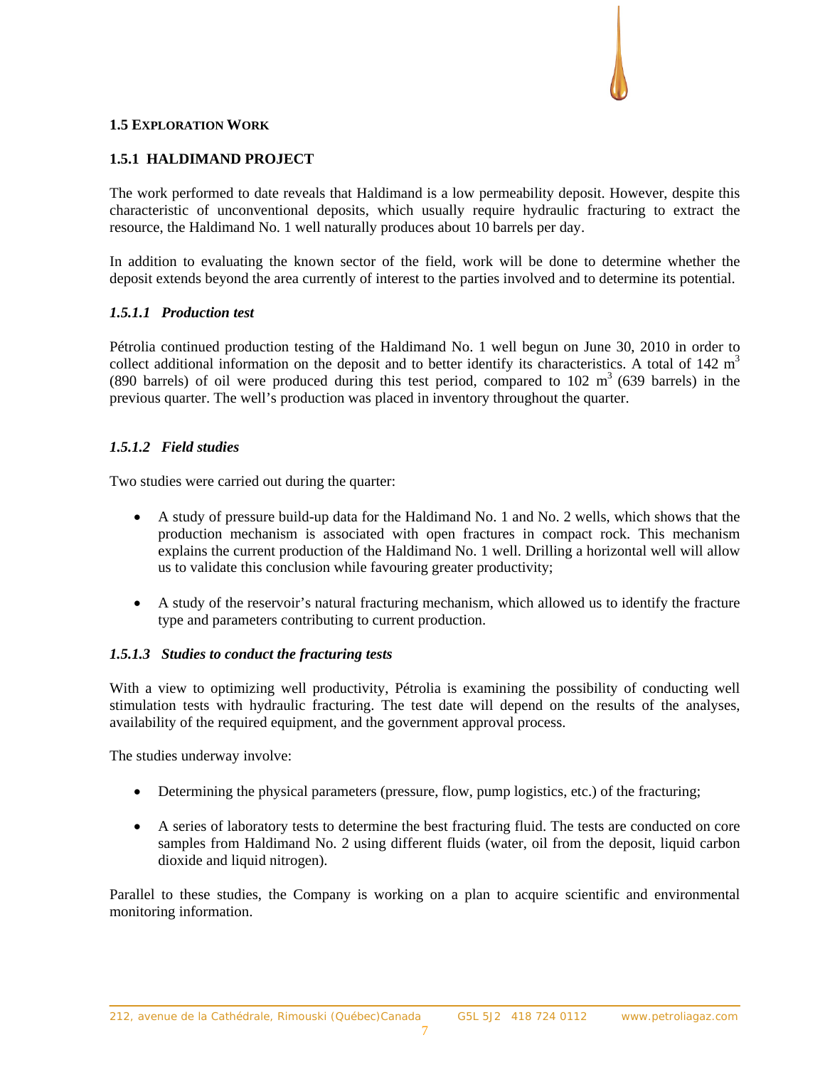## 1.5 EXPLORATION WORK

### 1.5.1 HALDIMAND PROJECT

The work performed to date reveals that Haldimand is a low permeability deposit. However, despite this characteristic of unconventional deposits, which usually require hydraulic fracturing to extract the resource, the Haldimand No. 1 well naturally produces about 10 barrels per day.

In addition to evaluating the known sector of the field, work will be done to determine whether the deposit extends beyond the area currently of interest to the parties involved and to determine its potential.

#### *1.5.1.1 Production test*

Pétrolia continued production testing of the Haldimand No. 1 well begun on June 30, 2010 in order to collect additional information on the deposit and to better identify its characteristics. A total of 142 $m^3$ (890 barrels) of oil were produced during this test period, compared to 102 $m^3$ (639 barrels) in the previous quarter. The well's production was placed in inventory throughout the quarter.

#### *1.5.1.2 Field studies*

Two studies were carried out during the quarter:

- A study of pressure build-up data for the Haldimand No. 1 and No. 2 wells, which shows that the production mechanism is associated with open fractures in compact rock. This mechanism explains the current production of the Haldimand No. 1 well. Drilling a horizontal well will allow us to validate this conclusion while favouring greater productivity;
- A study of the reservoir's natural fracturing mechanism, which allowed us to identify the fracture type and parameters contributing to current production.

#### *1.5.1.3 Studies to conduct the fracturing tests*

With a view to optimizing well productivity, Pétrolia is examining the possibility of conducting well stimulation tests with hydraulic fracturing. The test date will depend on the results of the analyses, availability of the required equipment, and the government approval process.

The studies underway involve:

- Determining the physical parameters (pressure, flow, pump logistics, etc.) of the fracturing;
- A series of laboratory tests to determine the best fracturing fluid. The tests are conducted on core samples from Haldimand No. 2 using different fluids (water, oil from the deposit, liquid carbon dioxide and liquid nitrogen).

Parallel to these studies, the Company is working on a plan to acquire scientific and environmental monitoring information.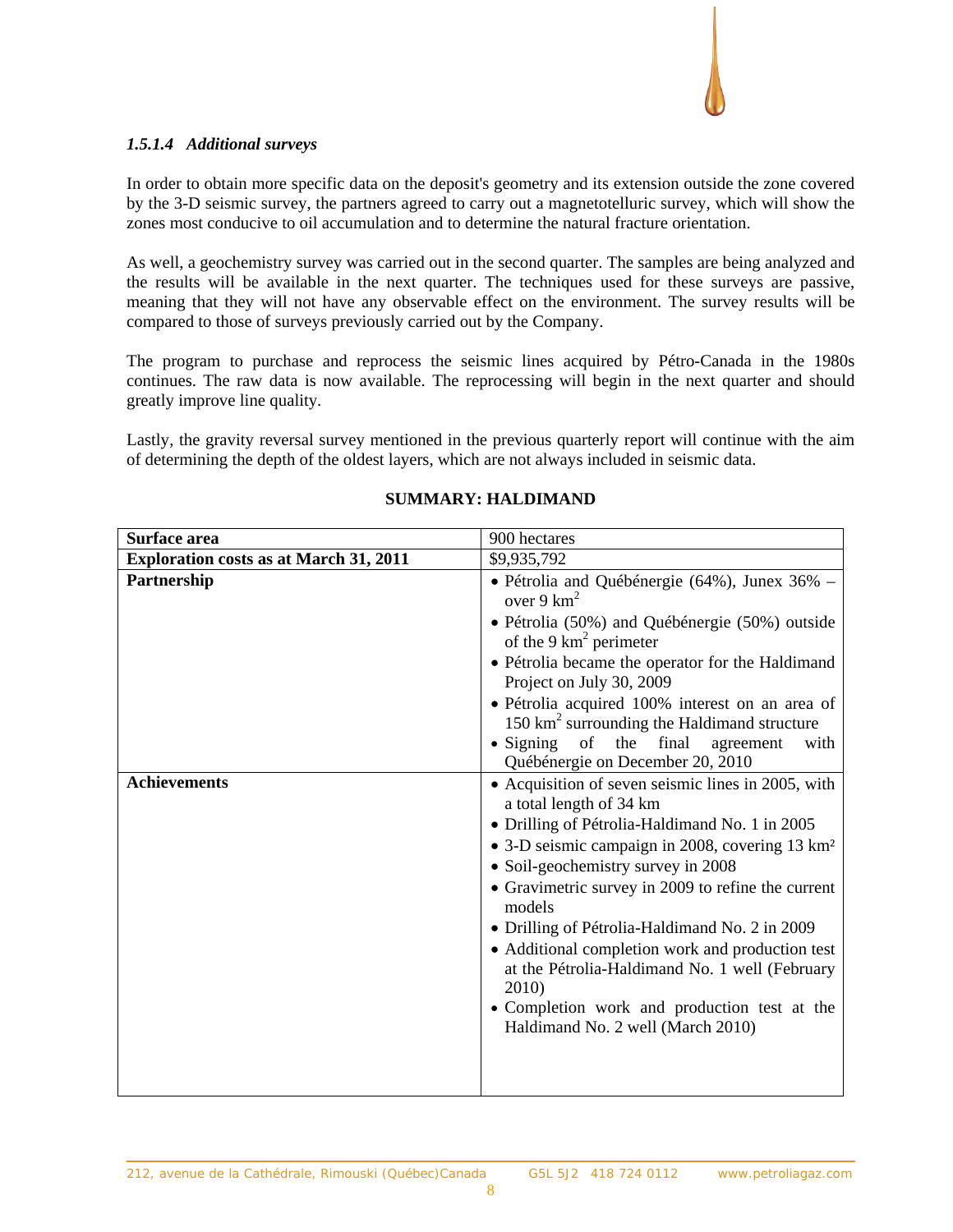#### *1.5.1.4 Additional surveys*

In order to obtain more specific data on the deposit's geometry and its extension outside the zone covered by the 3-D seismic survey, the partners agreed to carry out a magnetotelluric survey, which will show the zones most conducive to oil accumulation and to determine the natural fracture orientation.

As well, a geochemistry survey was carried out in the second quarter. The samples are being analyzed and the results will be available in the next quarter. The techniques used for these surveys are passive, meaning that they will not have any observable effect on the environment. The survey results will be compared to those of surveys previously carried out by the Company.

The program to purchase and reprocess the seismic lines acquired by Pétro-Canada in the 1980s continues. The raw data is now available. The reprocessing will begin in the next quarter and should greatly improve line quality.

Lastly, the gravity reversal survey mentioned in the previous quarterly report will continue with the aim of determining the depth of the oldest layers, which are not always included in seismic data.

**SUMMARY: HALDIMAND**

| | |
|---|---|
| **Surface area** | 900 hectares |
| **Exploration costs as at March 31, 2011** | $9,935,792 |
| **Partnership** | • Pétrolia and Québénergie (64%), Junex 36% – over 9 $km^2$<br>• Pétrolia (50%) and Québénergie (50%) outside of the 9 $km^2$ perimeter<br>• Pétrolia became the operator for the Haldimand Project on July 30, 2009<br>• Pétrolia acquired 100% interest on an area of 150 $km^2$ surrounding the Haldimand structure<br>• Signing of the final agreement with Québénergie on December 20, 2010 |
| **Achievements** | • Acquisition of seven seismic lines in 2005, with a total length of 34 km<br>• Drilling of Pétrolia-Haldimand No. 1 in 2005<br>• 3-D seismic campaign in 2008, covering 13 $km^2$<br>• Soil-geochemistry survey in 2008<br>• Gravimetric survey in 2009 to refine the current models<br>• Drilling of Pétrolia-Haldimand No. 2 in 2009<br>• Additional completion work and production test at the Pétrolia-Haldimand No. 1 well (February 2010)<br>• Completion work and production test at the Haldimand No. 2 well (March 2010) |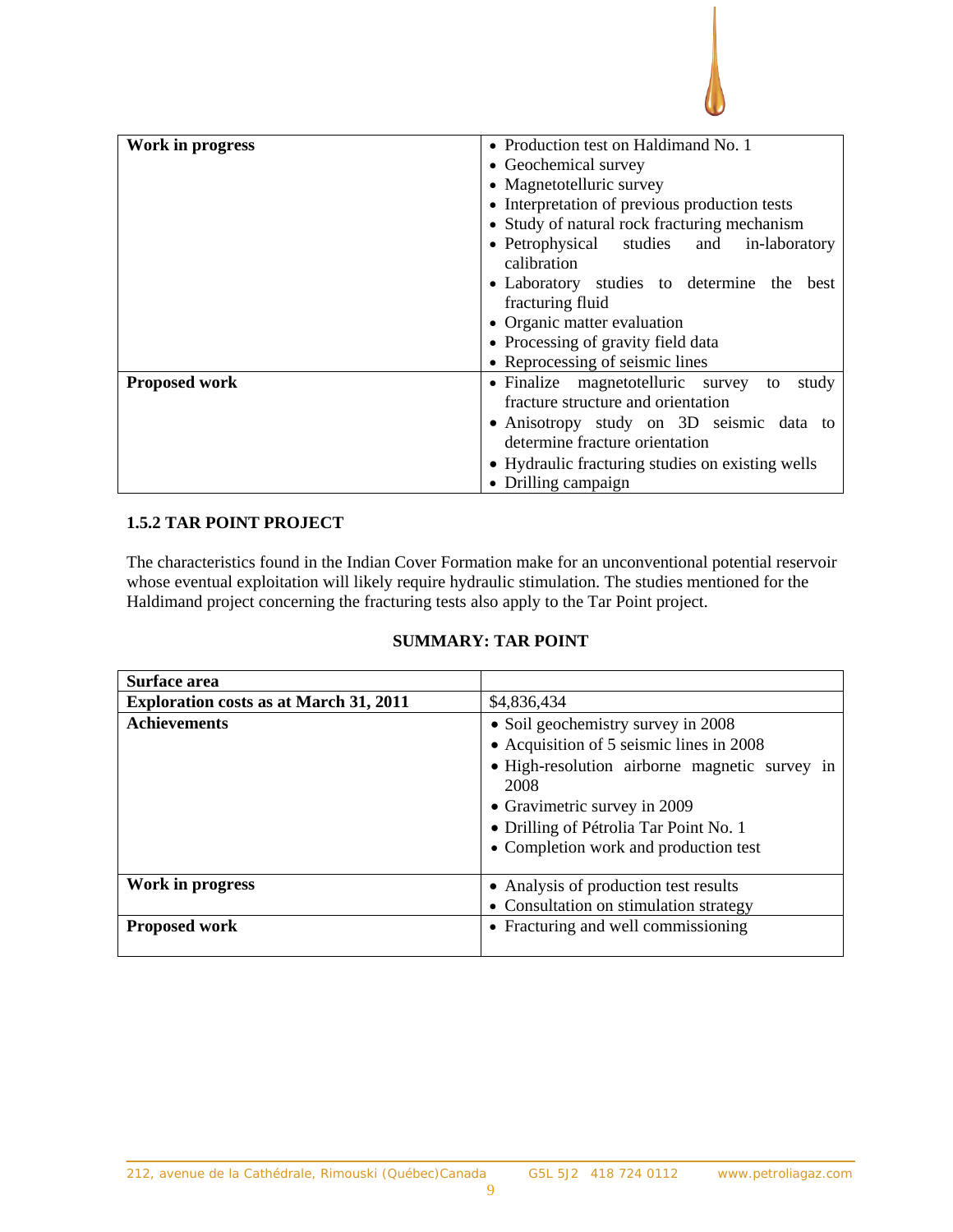| | |
|---|---|
| **Work in progress** | • Production test on Haldimand No. 1<br>• Geochemical survey<br>• Magnetotelluric survey<br>• Interpretation of previous production tests<br>• Study of natural rock fracturing mechanism<br>• Petrophysical studies and in-laboratory calibration<br>• Laboratory studies to determine the best fracturing fluid<br>• Organic matter evaluation<br>• Processing of gravity field data<br>• Reprocessing of seismic lines |
| **Proposed work** | • Finalize magnetotelluric survey to study fracture structure and orientation<br>• Anisotropy study on 3D seismic data to determine fracture orientation<br>• Hydraulic fracturing studies on existing wells<br>• Drilling campaign |

### 1.5.2 TAR POINT PROJECT

The characteristics found in the Indian Cover Formation make for an unconventional potential reservoir whose eventual exploitation will likely require hydraulic stimulation. The studies mentioned for the Haldimand project concerning the fracturing tests also apply to the Tar Point project.

**SUMMARY: TAR POINT**

| | |
|---|---|
| **Surface area** | |
| **Exploration costs as at March 31, 2011** | $4,836,434 |
| **Achievements** | • Soil geochemistry survey in 2008<br>• Acquisition of 5 seismic lines in 2008<br>• High-resolution airborne magnetic survey in 2008<br>• Gravimetric survey in 2009<br>• Drilling of Pétrolia Tar Point No. 1<br>• Completion work and production test |
| **Work in progress** | • Analysis of production test results<br>• Consultation on stimulation strategy |
| **Proposed work** | • Fracturing and well commissioning |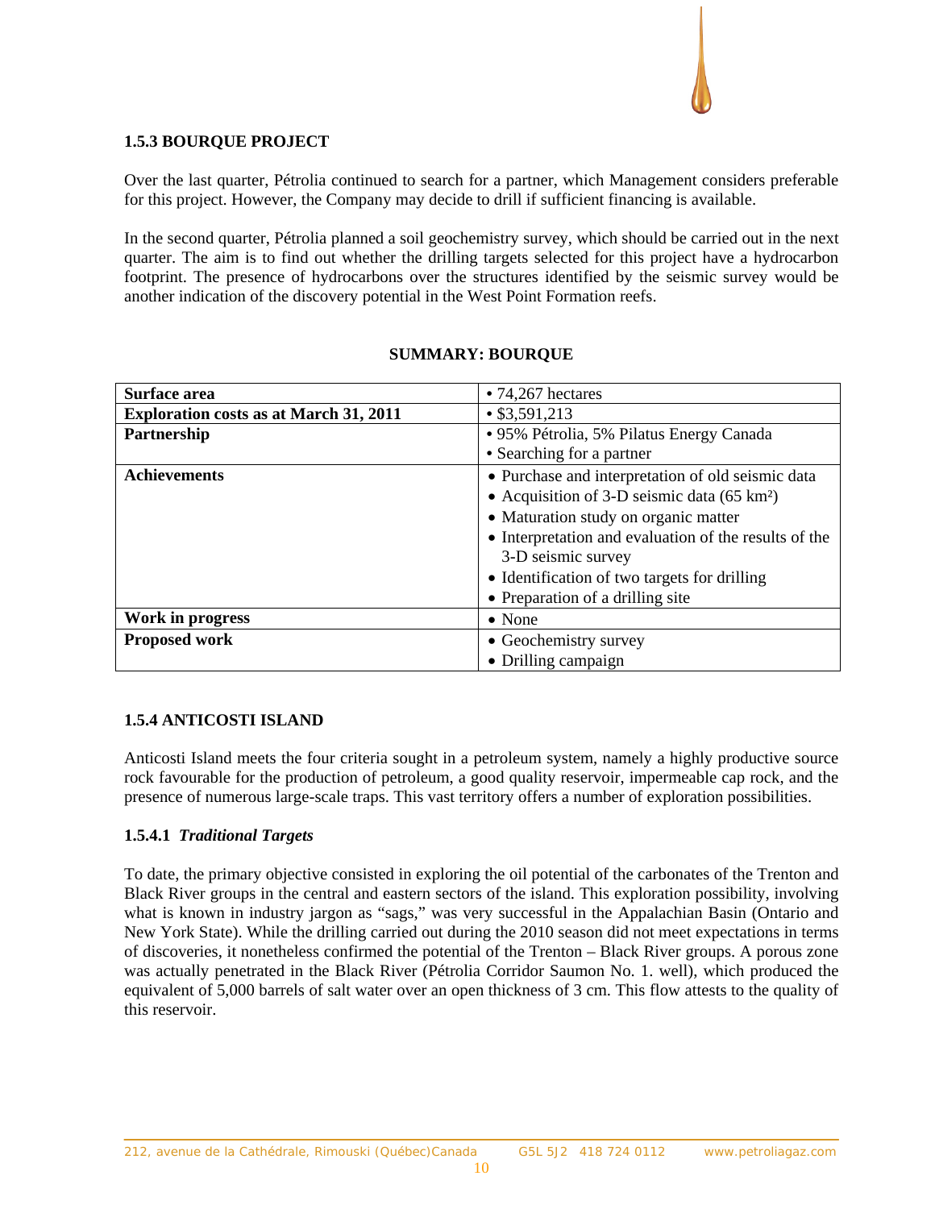### 1.5.3 BOURQUE PROJECT

Over the last quarter, Pétrolia continued to search for a partner, which Management considers preferable for this project. However, the Company may decide to drill if sufficient financing is available.

In the second quarter, Pétrolia planned a soil geochemistry survey, which should be carried out in the next quarter. The aim is to find out whether the drilling targets selected for this project have a hydrocarbon footprint. The presence of hydrocarbons over the structures identified by the seismic survey would be another indication of the discovery potential in the West Point Formation reefs.

**SUMMARY: BOURQUE**

| | |
|---|---|
| **Surface area** | • 74,267 hectares |
| **Exploration costs as at March 31, 2011** | • $3,591,213 |
| **Partnership** | • 95% Pétrolia, 5% Pilatus Energy Canada<br>• Searching for a partner |
| **Achievements** | • Purchase and interpretation of old seismic data<br>• Acquisition of 3-D seismic data (65 km²)<br>• Maturation study on organic matter<br>• Interpretation and evaluation of the results of the 3-D seismic survey<br>• Identification of two targets for drilling<br>• Preparation of a drilling site |
| **Work in progress** | • None |
| **Proposed work** | • Geochemistry survey<br>• Drilling campaign |

### 1.5.4 ANTICOSTI ISLAND

Anticosti Island meets the four criteria sought in a petroleum system, namely a highly productive source rock favourable for the production of petroleum, a good quality reservoir, impermeable cap rock, and the presence of numerous large-scale traps. This vast territory offers a number of exploration possibilities.

#### 1.5.4.1 *Traditional Targets*

To date, the primary objective consisted in exploring the oil potential of the carbonates of the Trenton and Black River groups in the central and eastern sectors of the island. This exploration possibility, involving what is known in industry jargon as "sags," was very successful in the Appalachian Basin (Ontario and New York State). While the drilling carried out during the 2010 season did not meet expectations in terms of discoveries, it nonetheless confirmed the potential of the Trenton – Black River groups. A porous zone was actually penetrated in the Black River (Pétrolia Corridor Saumon No. 1. well), which produced the equivalent of 5,000 barrels of salt water over an open thickness of 3 cm. This flow attests to the quality of this reservoir.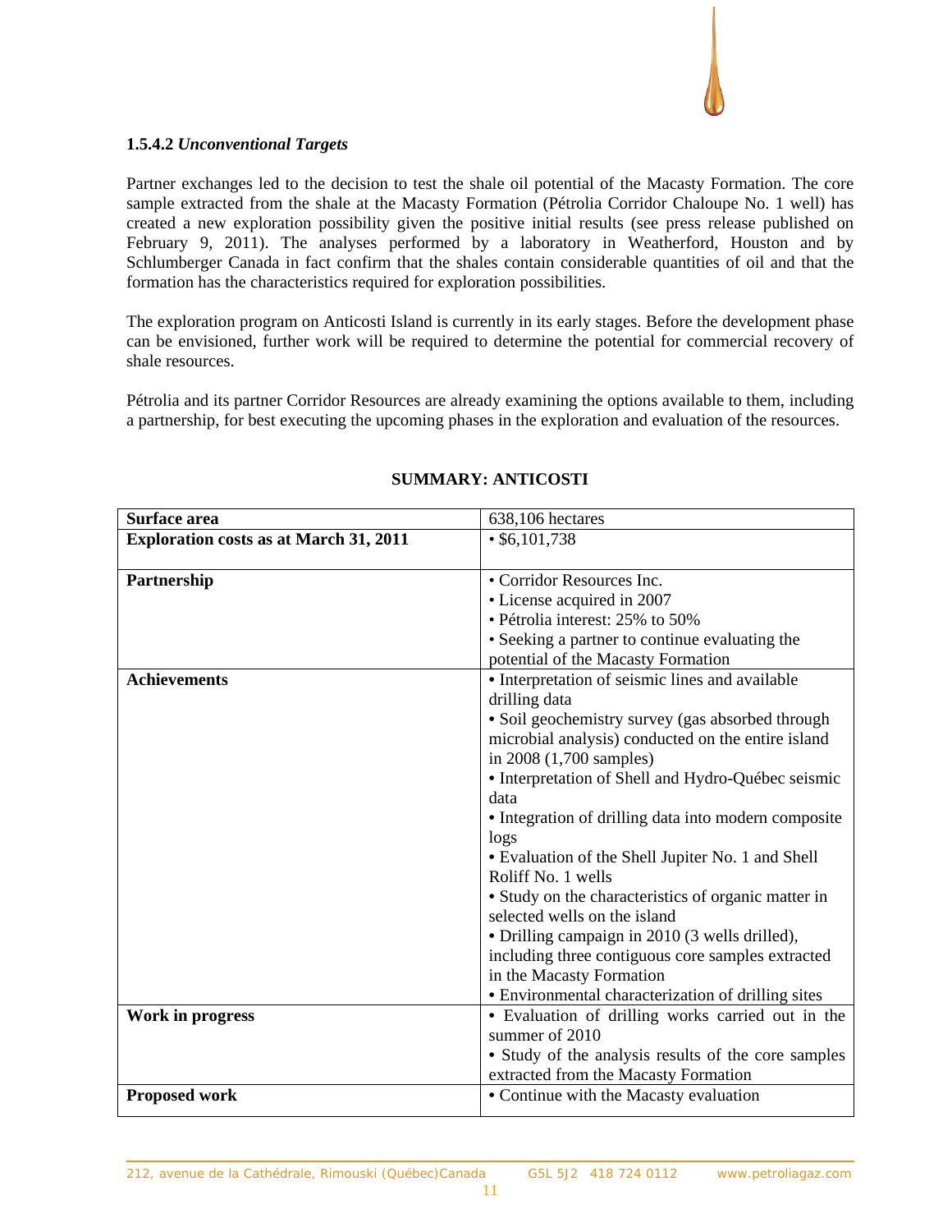#### 1.5.4.2 *Unconventional Targets*

Partner exchanges led to the decision to test the shale oil potential of the Macasty Formation. The core sample extracted from the shale at the Macasty Formation (Pétrolia Corridor Chaloupe No. 1 well) has created a new exploration possibility given the positive initial results (see press release published on February 9, 2011). The analyses performed by a laboratory in Weatherford, Houston and by Schlumberger Canada in fact confirm that the shales contain considerable quantities of oil and that the formation has the characteristics required for exploration possibilities.

The exploration program on Anticosti Island is currently in its early stages. Before the development phase can be envisioned, further work will be required to determine the potential for commercial recovery of shale resources.

Pétrolia and its partner Corridor Resources are already examining the options available to them, including a partnership, for best executing the upcoming phases in the exploration and evaluation of the resources.

**SUMMARY: ANTICOSTI**

| | |
|---|---|
| **Surface area** | 638,106 hectares |
| **Exploration costs as at March 31, 2011** | • $6,101,738 |
| **Partnership** | • Corridor Resources Inc.<br>• License acquired in 2007<br>• Pétrolia interest: 25% to 50%<br>• Seeking a partner to continue evaluating the potential of the Macasty Formation |
| **Achievements** | • Interpretation of seismic lines and available drilling data<br>• Soil geochemistry survey (gas absorbed through microbial analysis) conducted on the entire island in 2008 (1,700 samples)<br>• Interpretation of Shell and Hydro-Québec seismic data<br>• Integration of drilling data into modern composite logs<br>• Evaluation of the Shell Jupiter No. 1 and Shell Roliff No. 1 wells<br>• Study on the characteristics of organic matter in selected wells on the island<br>• Drilling campaign in 2010 (3 wells drilled), including three contiguous core samples extracted in the Macasty Formation<br>• Environmental characterization of drilling sites |
| **Work in progress** | • Evaluation of drilling works carried out in the summer of 2010<br>• Study of the analysis results of the core samples extracted from the Macasty Formation |
| **Proposed work** | • Continue with the Macasty evaluation |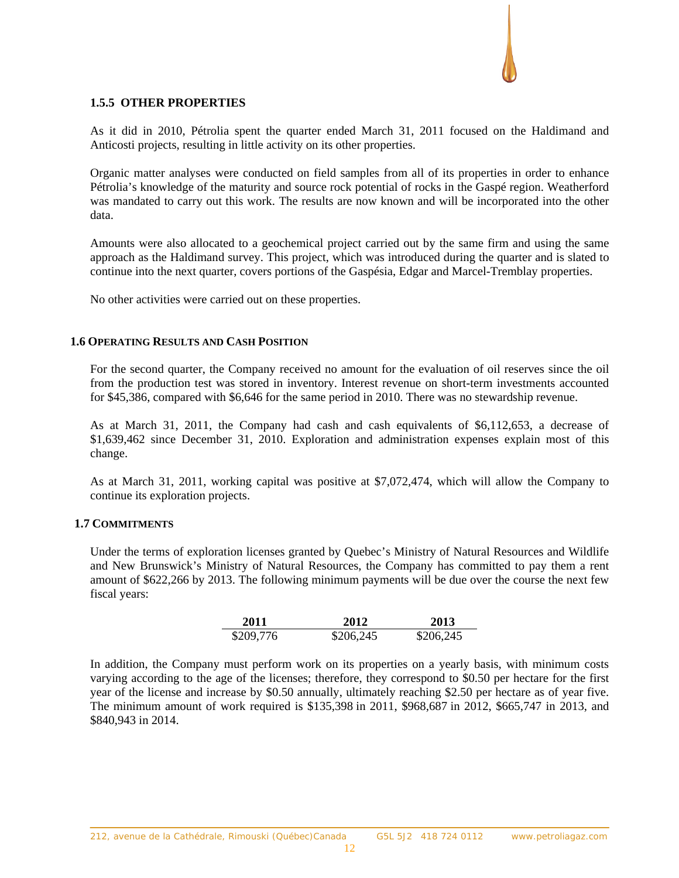### 1.5.5 OTHER PROPERTIES

As it did in 2010, Pétrolia spent the quarter ended March 31, 2011 focused on the Haldimand and Anticosti projects, resulting in little activity on its other properties.

Organic matter analyses were conducted on field samples from all of its properties in order to enhance Pétrolia's knowledge of the maturity and source rock potential of rocks in the Gaspé region. Weatherford was mandated to carry out this work. The results are now known and will be incorporated into the other data.

Amounts were also allocated to a geochemical project carried out by the same firm and using the same approach as the Haldimand survey. This project, which was introduced during the quarter and is slated to continue into the next quarter, covers portions of the Gaspésia, Edgar and Marcel-Tremblay properties.

No other activities were carried out on these properties.

## 1.6 OPERATING RESULTS AND CASH POSITION

For the second quarter, the Company received no amount for the evaluation of oil reserves since the oil from the production test was stored in inventory. Interest revenue on short-term investments accounted for $45,386, compared with $6,646 for the same period in 2010. There was no stewardship revenue.

As at March 31, 2011, the Company had cash and cash equivalents of $6,112,653, a decrease of $1,639,462 since December 31, 2010. Exploration and administration expenses explain most of this change.

As at March 31, 2011, working capital was positive at $7,072,474, which will allow the Company to continue its exploration projects.

## 1.7 COMMITMENTS

Under the terms of exploration licenses granted by Quebec's Ministry of Natural Resources and Wildlife and New Brunswick's Ministry of Natural Resources, the Company has committed to pay them a rent amount of $622,266 by 2013. The following minimum payments will be due over the course the next few fiscal years:

| 2011 | 2012 | 2013 |
|---|---|---|
| $209,776 | $206,245 | $206,245 |

In addition, the Company must perform work on its properties on a yearly basis, with minimum costs varying according to the age of the licenses; therefore, they correspond to $0.50 per hectare for the first year of the license and increase by $0.50 annually, ultimately reaching $2.50 per hectare as of year five. The minimum amount of work required is $135,398 in 2011, $968,687 in 2012, $665,747 in 2013, and $840,943 in 2014.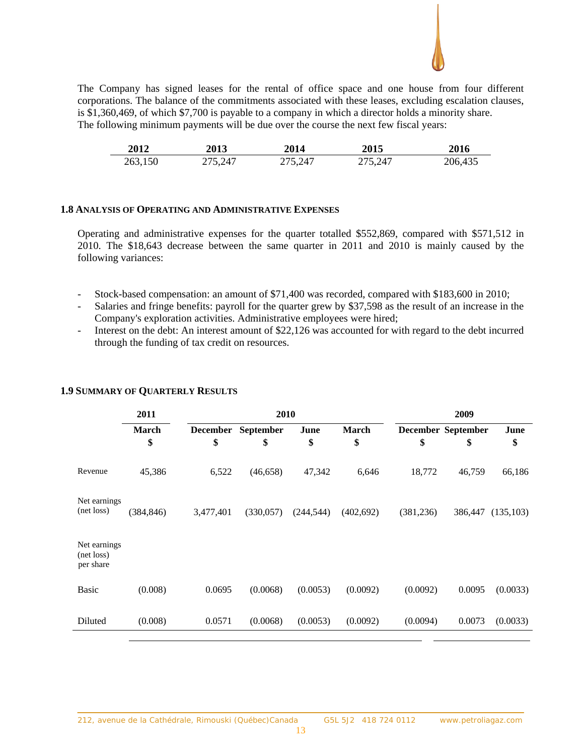The Company has signed leases for the rental of office space and one house from four different corporations. The balance of the commitments associated with these leases, excluding escalation clauses, is $1,360,469, of which $7,700 is payable to a company in which a director holds a minority share. The following minimum payments will be due over the course the next few fiscal years:

| 2012 | 2013 | 2014 | 2015 | 2016 |
|---|---|---|---|---|
| 263,150 | 275,247 | 275,247 | 275,247 | 206,435 |

## 1.8 Analysis of Operating and Administrative Expenses

Operating and administrative expenses for the quarter totalled $552,869, compared with $571,512 in 2010. The $18,643 decrease between the same quarter in 2011 and 2010 is mainly caused by the following variances:

- Stock-based compensation: an amount of $71,400 was recorded, compared with $183,600 in 2010;
- Salaries and fringe benefits: payroll for the quarter grew by $37,598 as the result of an increase in the Company's exploration activities. Administrative employees were hired;
- Interest on the debt: An interest amount of $22,126 was accounted for with regard to the debt incurred through the funding of tax credit on resources.

## 1.9 Summary of Quarterly Results

| | 2011 | 2010 | | | | 2009 | | |
|---|---|---|---|---|---|---|---|---|
| | **March** | **December** | **September** | **June** | **March** | **December** | **September** | **June** |
| | **$** | **$** | **$** | **$** | **$** | **$** | **$** | **$** |
| Revenue | 45,386 | 6,522 | (46,658) | 47,342 | 6,646 | 18,772 | 46,759 | 66,186 |
| Net earnings (net loss) | (384,846) | 3,477,401 | (330,057) | (244,544) | (402,692) | (381,236) | 386,447 | (135,103) |
| Net earnings (net loss) per share | | | | | | | | |
| Basic | (0.008) | 0.0695 | (0.0068) | (0.0053) | (0.0092) | (0.0092) | 0.0095 | (0.0033) |
| Diluted | (0.008) | 0.0571 | (0.0068) | (0.0053) | (0.0092) | (0.0094) | 0.0073 | (0.0033) |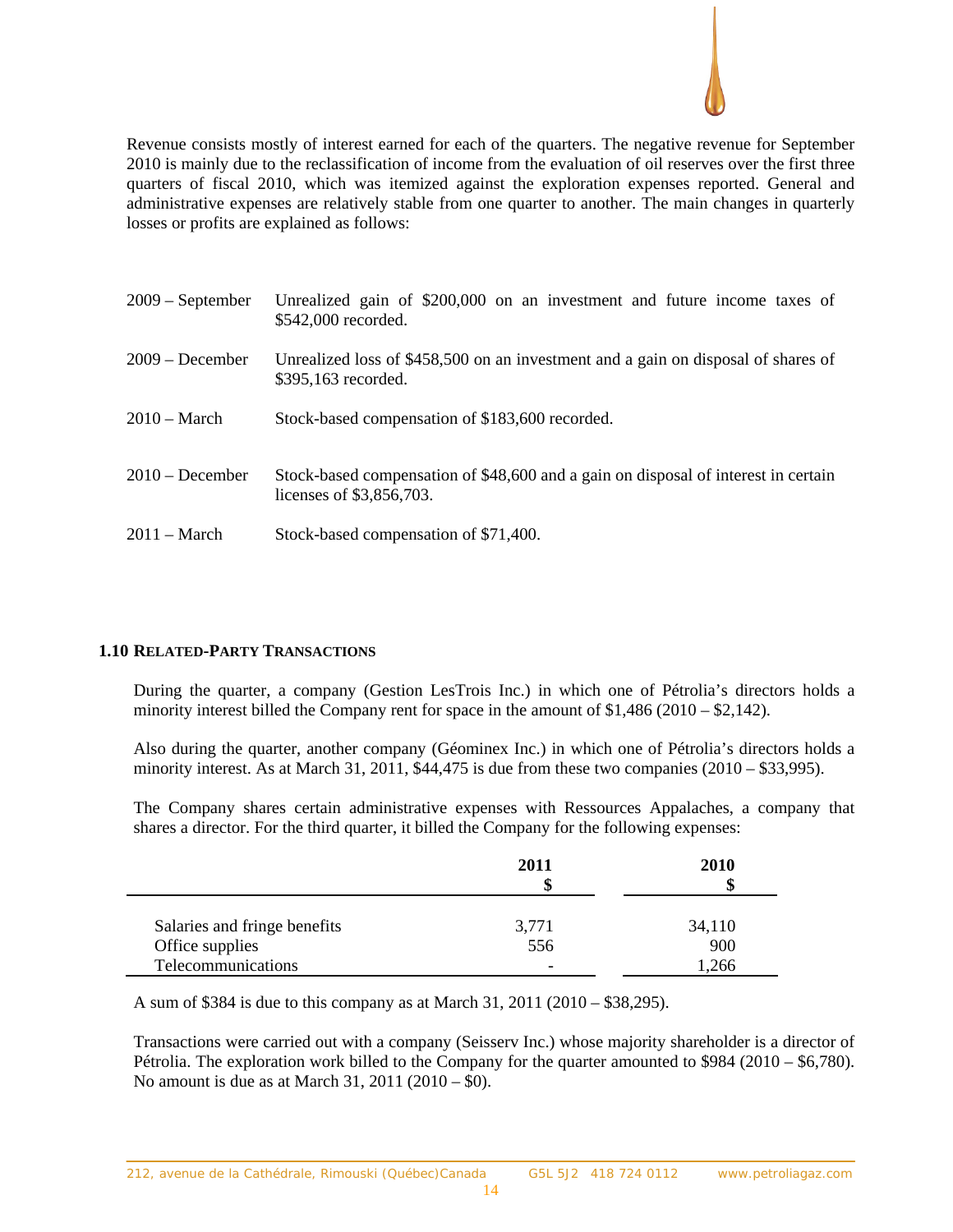Revenue consists mostly of interest earned for each of the quarters. The negative revenue for September 2010 is mainly due to the reclassification of income from the evaluation of oil reserves over the first three quarters of fiscal 2010, which was itemized against the exploration expenses reported. General and administrative expenses are relatively stable from one quarter to another. The main changes in quarterly losses or profits are explained as follows:

| | |
|---|---|
| 2009 – September | Unrealized gain of $200,000 on an investment and future income taxes of $542,000 recorded. |
| 2009 – December | Unrealized loss of $458,500 on an investment and a gain on disposal of shares of $395,163 recorded. |
| 2010 – March | Stock-based compensation of $183,600 recorded. |
| 2010 – December | Stock-based compensation of $48,600 and a gain on disposal of interest in certain licenses of $3,856,703. |
| 2011 – March | Stock-based compensation of $71,400. |

## 1.10 Related-Party Transactions

During the quarter, a company (Gestion LesTrois Inc.) in which one of Pétrolia's directors holds a minority interest billed the Company rent for space in the amount of $1,486 (2010 – $2,142).

Also during the quarter, another company (Géominex Inc.) in which one of Pétrolia's directors holds a minority interest. As at March 31, 2011, $44,475 is due from these two companies (2010 – $33,995).

The Company shares certain administrative expenses with Ressources Appalaches, a company that shares a director. For the third quarter, it billed the Company for the following expenses:

| | 2011<br>$ | 2010<br>$ |
|---|---|---|
| Salaries and fringe benefits | 3,771 | 34,110 |
| Office supplies | 556 | 900 |
| Telecommunications | - | 1,266 |

A sum of $384 is due to this company as at March 31, 2011 (2010 – $38,295).

Transactions were carried out with a company (Seisserv Inc.) whose majority shareholder is a director of Pétrolia. The exploration work billed to the Company for the quarter amounted to $984 (2010 – $6,780). No amount is due as at March 31, 2011 (2010 – $0).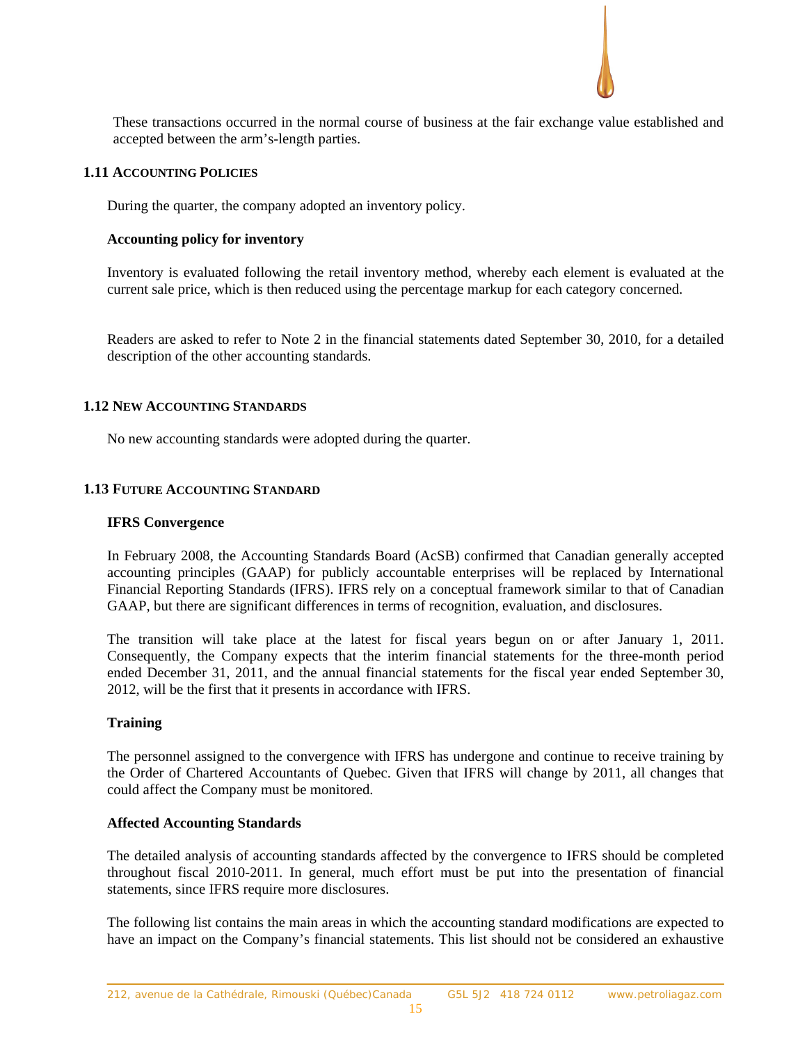These transactions occurred in the normal course of business at the fair exchange value established and accepted between the arm's-length parties.

### 1.11 ACCOUNTING POLICIES

During the quarter, the company adopted an inventory policy.

**Accounting policy for inventory**

Inventory is evaluated following the retail inventory method, whereby each element is evaluated at the current sale price, which is then reduced using the percentage markup for each category concerned.

Readers are asked to refer to Note 2 in the financial statements dated September 30, 2010, for a detailed description of the other accounting standards.

### 1.12 NEW ACCOUNTING STANDARDS

No new accounting standards were adopted during the quarter.

### 1.13 FUTURE ACCOUNTING STANDARD

**IFRS Convergence**

In February 2008, the Accounting Standards Board (AcSB) confirmed that Canadian generally accepted accounting principles (GAAP) for publicly accountable enterprises will be replaced by International Financial Reporting Standards (IFRS). IFRS rely on a conceptual framework similar to that of Canadian GAAP, but there are significant differences in terms of recognition, evaluation, and disclosures.

The transition will take place at the latest for fiscal years begun on or after January 1, 2011. Consequently, the Company expects that the interim financial statements for the three-month period ended December 31, 2011, and the annual financial statements for the fiscal year ended September 30, 2012, will be the first that it presents in accordance with IFRS.

**Training**

The personnel assigned to the convergence with IFRS has undergone and continue to receive training by the Order of Chartered Accountants of Quebec. Given that IFRS will change by 2011, all changes that could affect the Company must be monitored.

**Affected Accounting Standards**

The detailed analysis of accounting standards affected by the convergence to IFRS should be completed throughout fiscal 2010-2011. In general, much effort must be put into the presentation of financial statements, since IFRS require more disclosures.

The following list contains the main areas in which the accounting standard modifications are expected to have an impact on the Company's financial statements. This list should not be considered an exhaustive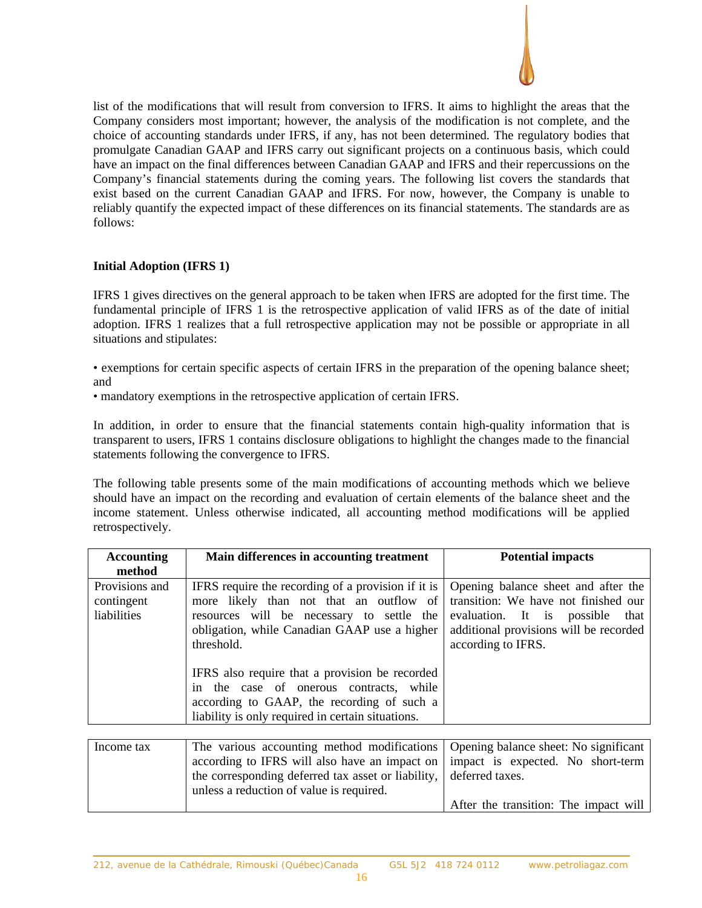list of the modifications that will result from conversion to IFRS. It aims to highlight the areas that the Company considers most important; however, the analysis of the modification is not complete, and the choice of accounting standards under IFRS, if any, has not been determined. The regulatory bodies that promulgate Canadian GAAP and IFRS carry out significant projects on a continuous basis, which could have an impact on the final differences between Canadian GAAP and IFRS and their repercussions on the Company's financial statements during the coming years. The following list covers the standards that exist based on the current Canadian GAAP and IFRS. For now, however, the Company is unable to reliably quantify the expected impact of these differences on its financial statements. The standards are as follows:

**Initial Adoption (IFRS 1)**

IFRS 1 gives directives on the general approach to be taken when IFRS are adopted for the first time. The fundamental principle of IFRS 1 is the retrospective application of valid IFRS as of the date of initial adoption. IFRS 1 realizes that a full retrospective application may not be possible or appropriate in all situations and stipulates:

• exemptions for certain specific aspects of certain IFRS in the preparation of the opening balance sheet; and
• mandatory exemptions in the retrospective application of certain IFRS.

In addition, in order to ensure that the financial statements contain high-quality information that is transparent to users, IFRS 1 contains disclosure obligations to highlight the changes made to the financial statements following the convergence to IFRS.

The following table presents some of the main modifications of accounting methods which we believe should have an impact on the recording and evaluation of certain elements of the balance sheet and the income statement. Unless otherwise indicated, all accounting method modifications will be applied retrospectively.

| Accounting method | Main differences in accounting treatment | Potential impacts |
|---|---|---|
| Provisions and contingent liabilities | IFRS require the recording of a provision if it is more likely than not that an outflow of resources will be necessary to settle the obligation, while Canadian GAAP use a higher threshold.<br><br>IFRS also require that a provision be recorded in the case of onerous contracts, while according to GAAP, the recording of such a liability is only required in certain situations. | Opening balance sheet and after the transition: We have not finished our evaluation. It is possible that additional provisions will be recorded according to IFRS. |
| Income tax | The various accounting method modifications according to IFRS will also have an impact on the corresponding deferred tax asset or liability, unless a reduction of value is required. | Opening balance sheet: No significant impact is expected. No short-term deferred taxes.<br><br>After the transition: The impact will |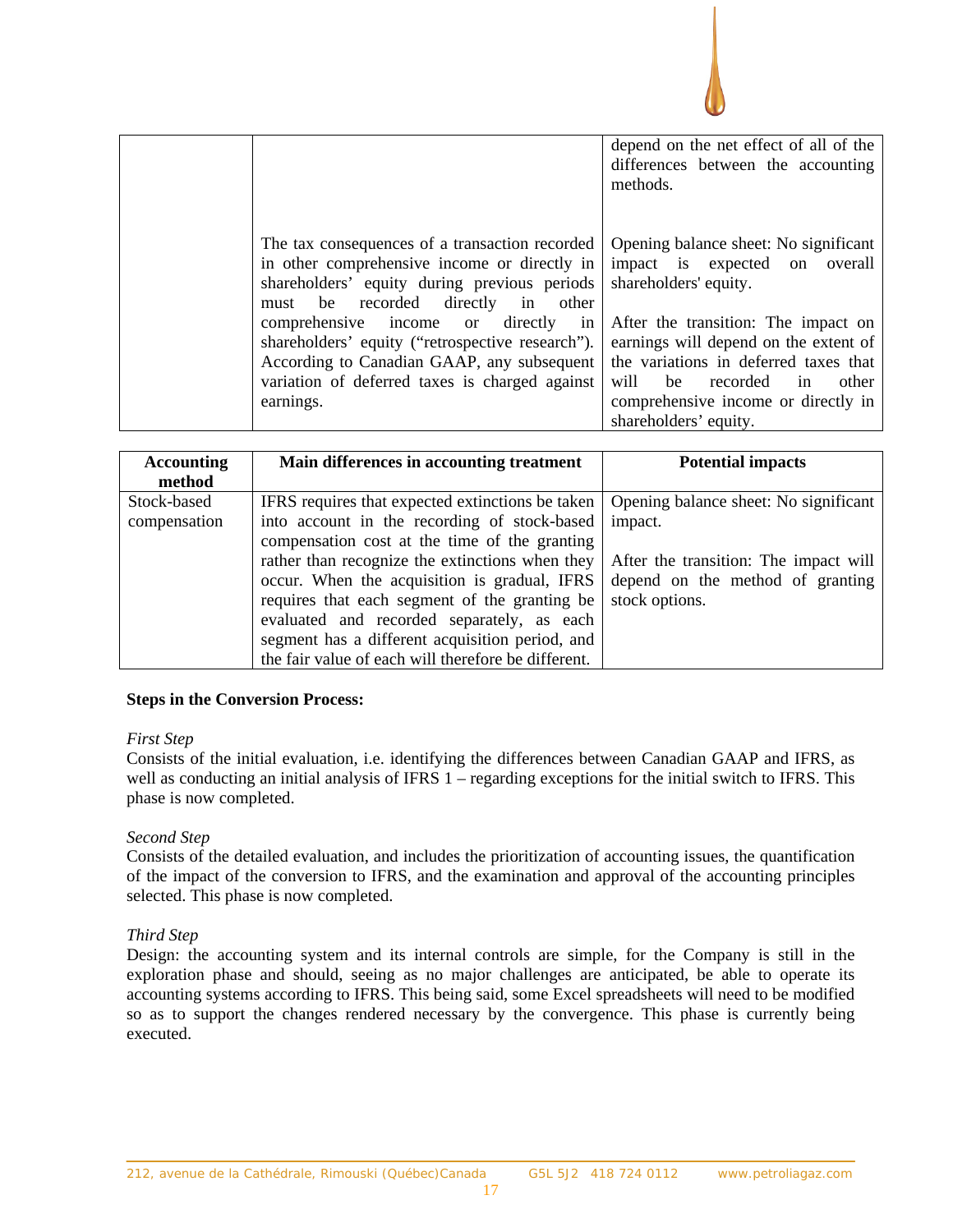| | | |
|---|---|---|
| | | depend on the net effect of all of the differences between the accounting methods. |
| | The tax consequences of a transaction recorded in other comprehensive income or directly in shareholders' equity during previous periods must be recorded directly in other comprehensive income or directly in shareholders' equity ("retrospective research"). According to Canadian GAAP, any subsequent variation of deferred taxes is charged against earnings. | Opening balance sheet: No significant impact is expected on overall shareholders' equity.<br><br>After the transition: The impact on earnings will depend on the extent of the variations in deferred taxes that will be recorded in other comprehensive income or directly in shareholders' equity. |

| Accounting method | Main differences in accounting treatment | Potential impacts |
|---|---|---|
| Stock-based compensation | IFRS requires that expected extinctions be taken into account in the recording of stock-based compensation cost at the time of the granting rather than recognize the extinctions when they occur. When the acquisition is gradual, IFRS requires that each segment of the granting be evaluated and recorded separately, as each segment has a different acquisition period, and the fair value of each will therefore be different. | Opening balance sheet: No significant impact.<br><br>After the transition: The impact will depend on the method of granting stock options. |

**Steps in the Conversion Process:**

*First Step*
Consists of the initial evaluation, i.e. identifying the differences between Canadian GAAP and IFRS, as well as conducting an initial analysis of IFRS 1 – regarding exceptions for the initial switch to IFRS. This phase is now completed.

*Second Step*
Consists of the detailed evaluation, and includes the prioritization of accounting issues, the quantification of the impact of the conversion to IFRS, and the examination and approval of the accounting principles selected. This phase is now completed.

*Third Step*
Design: the accounting system and its internal controls are simple, for the Company is still in the exploration phase and should, seeing as no major challenges are anticipated, be able to operate its accounting systems according to IFRS. This being said, some Excel spreadsheets will need to be modified so as to support the changes rendered necessary by the convergence. This phase is currently being executed.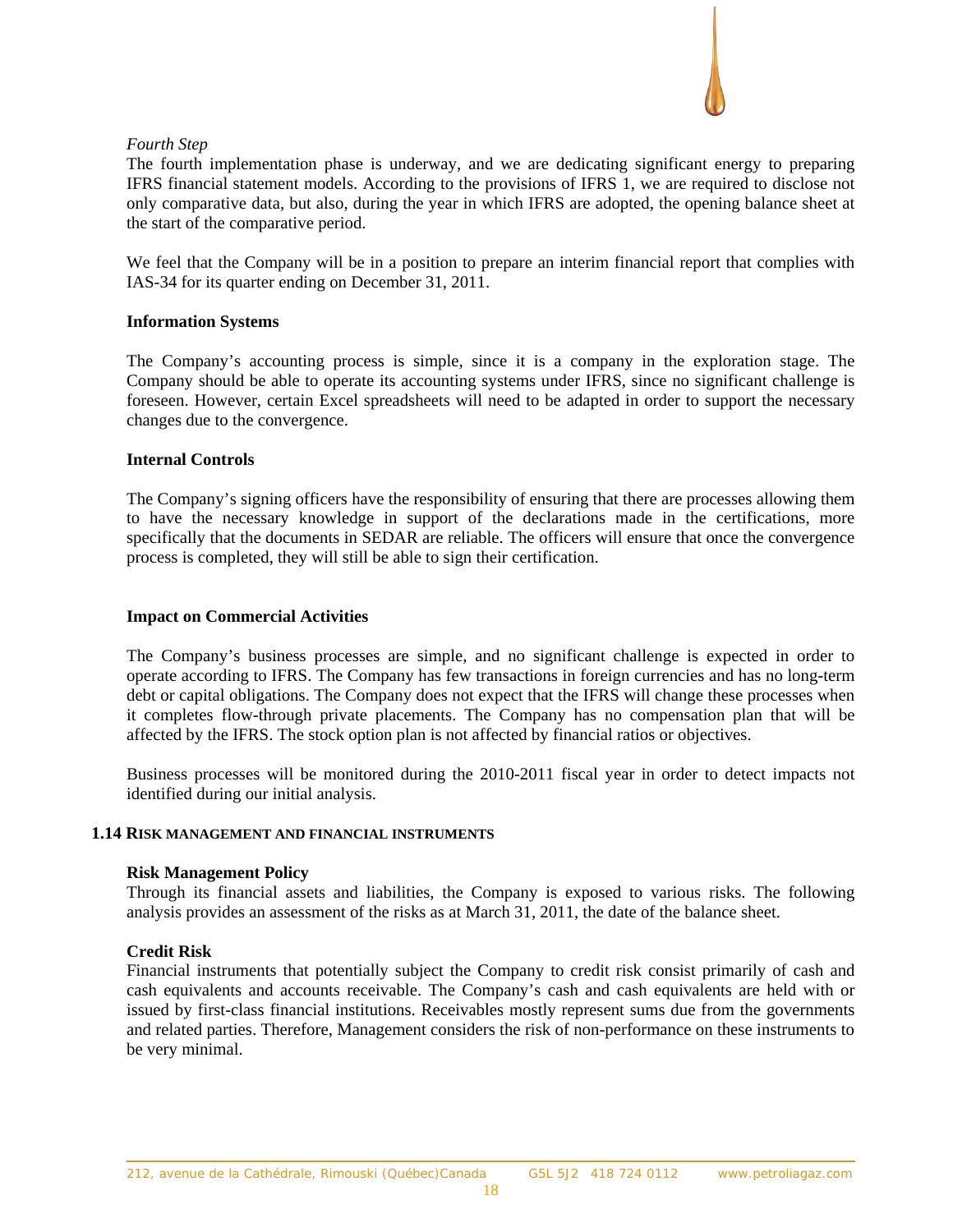*Fourth Step*

The fourth implementation phase is underway, and we are dedicating significant energy to preparing IFRS financial statement models. According to the provisions of IFRS 1, we are required to disclose not only comparative data, but also, during the year in which IFRS are adopted, the opening balance sheet at the start of the comparative period.

We feel that the Company will be in a position to prepare an interim financial report that complies with IAS-34 for its quarter ending on December 31, 2011.

**Information Systems**

The Company's accounting process is simple, since it is a company in the exploration stage. The Company should be able to operate its accounting systems under IFRS, since no significant challenge is foreseen. However, certain Excel spreadsheets will need to be adapted in order to support the necessary changes due to the convergence.

**Internal Controls**

The Company's signing officers have the responsibility of ensuring that there are processes allowing them to have the necessary knowledge in support of the declarations made in the certifications, more specifically that the documents in SEDAR are reliable. The officers will ensure that once the convergence process is completed, they will still be able to sign their certification.

**Impact on Commercial Activities**

The Company's business processes are simple, and no significant challenge is expected in order to operate according to IFRS. The Company has few transactions in foreign currencies and has no long-term debt or capital obligations. The Company does not expect that the IFRS will change these processes when it completes flow-through private placements. The Company has no compensation plan that will be affected by the IFRS. The stock option plan is not affected by financial ratios or objectives.

Business processes will be monitored during the 2010-2011 fiscal year in order to detect impacts not identified during our initial analysis.

## 1.14 RISK MANAGEMENT AND FINANCIAL INSTRUMENTS

**Risk Management Policy**

Through its financial assets and liabilities, the Company is exposed to various risks. The following analysis provides an assessment of the risks as at March 31, 2011, the date of the balance sheet.

**Credit Risk**

Financial instruments that potentially subject the Company to credit risk consist primarily of cash and cash equivalents and accounts receivable. The Company's cash and cash equivalents are held with or issued by first-class financial institutions. Receivables mostly represent sums due from the governments and related parties. Therefore, Management considers the risk of non-performance on these instruments to be very minimal.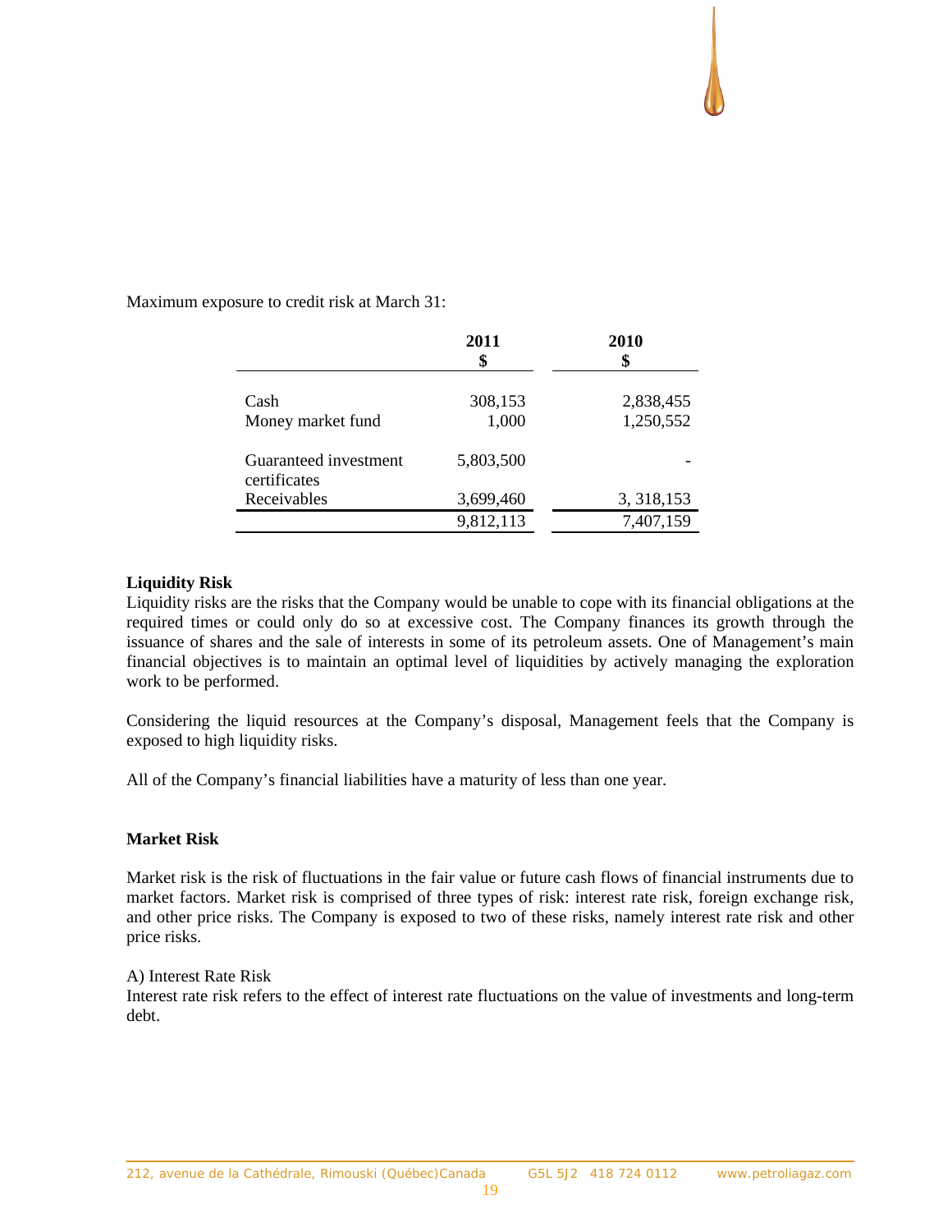Maximum exposure to credit risk at March 31:

| | 2011<br>$ | 2010<br>$ |
|---|---|---|
| Cash | 308,153 | 2,838,455 |
| Money market fund | 1,000 | 1,250,552 |
| Guaranteed investment certificates | 5,803,500 | - |
| Receivables | 3,699,460 | 3, 318,153 |
| | 9,812,113 | 7,407,159 |

**Liquidity Risk**

Liquidity risks are the risks that the Company would be unable to cope with its financial obligations at the required times or could only do so at excessive cost. The Company finances its growth through the issuance of shares and the sale of interests in some of its petroleum assets. One of Management's main financial objectives is to maintain an optimal level of liquidities by actively managing the exploration work to be performed.

Considering the liquid resources at the Company's disposal, Management feels that the Company is exposed to high liquidity risks.

All of the Company's financial liabilities have a maturity of less than one year.

**Market Risk**

Market risk is the risk of fluctuations in the fair value or future cash flows of financial instruments due to market factors. Market risk is comprised of three types of risk: interest rate risk, foreign exchange risk, and other price risks. The Company is exposed to two of these risks, namely interest rate risk and other price risks.

A) Interest Rate Risk

Interest rate risk refers to the effect of interest rate fluctuations on the value of investments and long-term debt.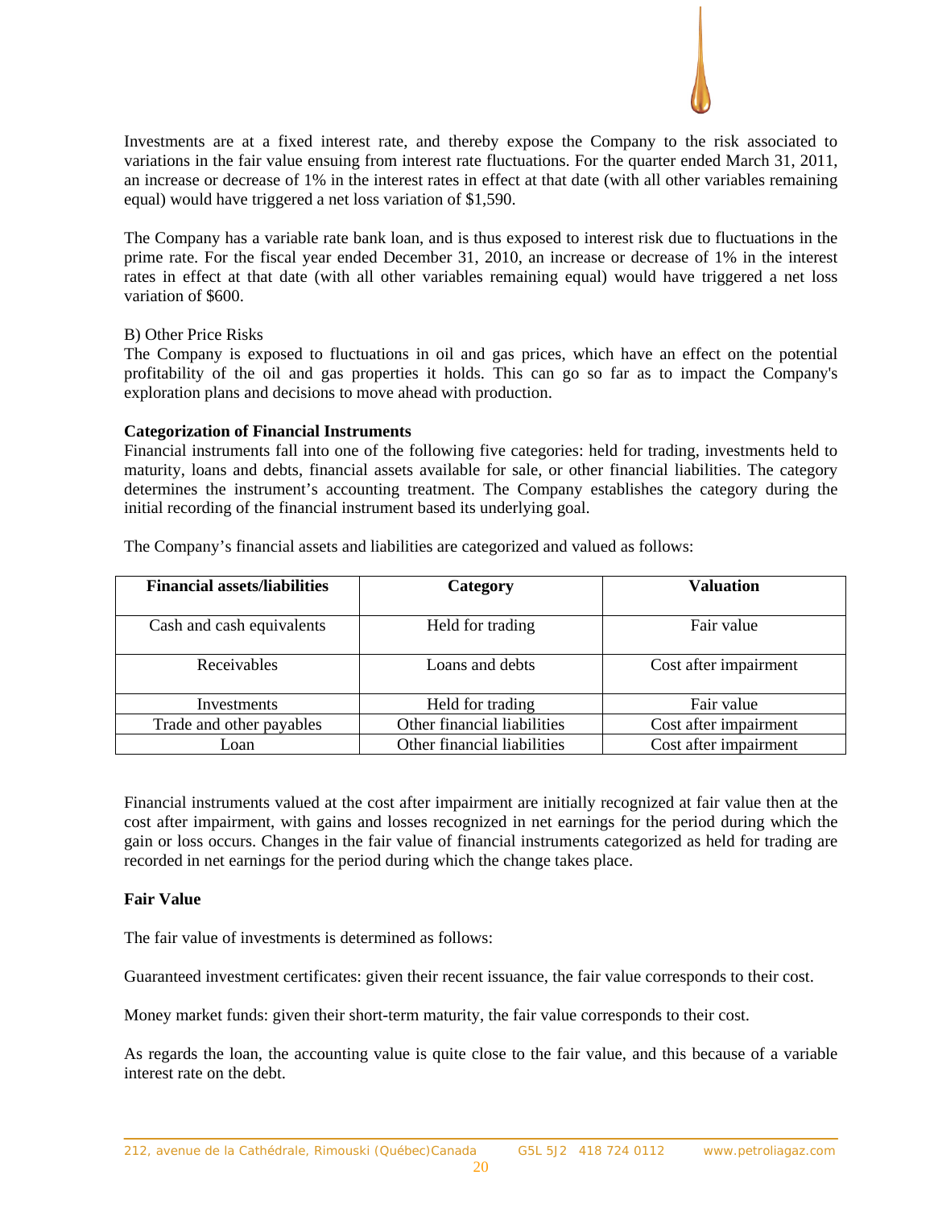Investments are at a fixed interest rate, and thereby expose the Company to the risk associated to variations in the fair value ensuing from interest rate fluctuations. For the quarter ended March 31, 2011, an increase or decrease of 1% in the interest rates in effect at that date (with all other variables remaining equal) would have triggered a net loss variation of $1,590.

The Company has a variable rate bank loan, and is thus exposed to interest risk due to fluctuations in the prime rate. For the fiscal year ended December 31, 2010, an increase or decrease of 1% in the interest rates in effect at that date (with all other variables remaining equal) would have triggered a net loss variation of $600.

B) Other Price Risks
The Company is exposed to fluctuations in oil and gas prices, which have an effect on the potential profitability of the oil and gas properties it holds. This can go so far as to impact the Company's exploration plans and decisions to move ahead with production.

**Categorization of Financial Instruments**
Financial instruments fall into one of the following five categories: held for trading, investments held to maturity, loans and debts, financial assets available for sale, or other financial liabilities. The category determines the instrument's accounting treatment. The Company establishes the category during the initial recording of the financial instrument based its underlying goal.

The Company's financial assets and liabilities are categorized and valued as follows:

| Financial assets/liabilities | Category | Valuation |
|---|---|---|
| Cash and cash equivalents | Held for trading | Fair value |
| Receivables | Loans and debts | Cost after impairment |
| Investments | Held for trading | Fair value |
| Trade and other payables | Other financial liabilities | Cost after impairment |
| Loan | Other financial liabilities | Cost after impairment |

Financial instruments valued at the cost after impairment are initially recognized at fair value then at the cost after impairment, with gains and losses recognized in net earnings for the period during which the gain or loss occurs. Changes in the fair value of financial instruments categorized as held for trading are recorded in net earnings for the period during which the change takes place.

**Fair Value**

The fair value of investments is determined as follows:

Guaranteed investment certificates: given their recent issuance, the fair value corresponds to their cost.

Money market funds: given their short-term maturity, the fair value corresponds to their cost.

As regards the loan, the accounting value is quite close to the fair value, and this because of a variable interest rate on the debt.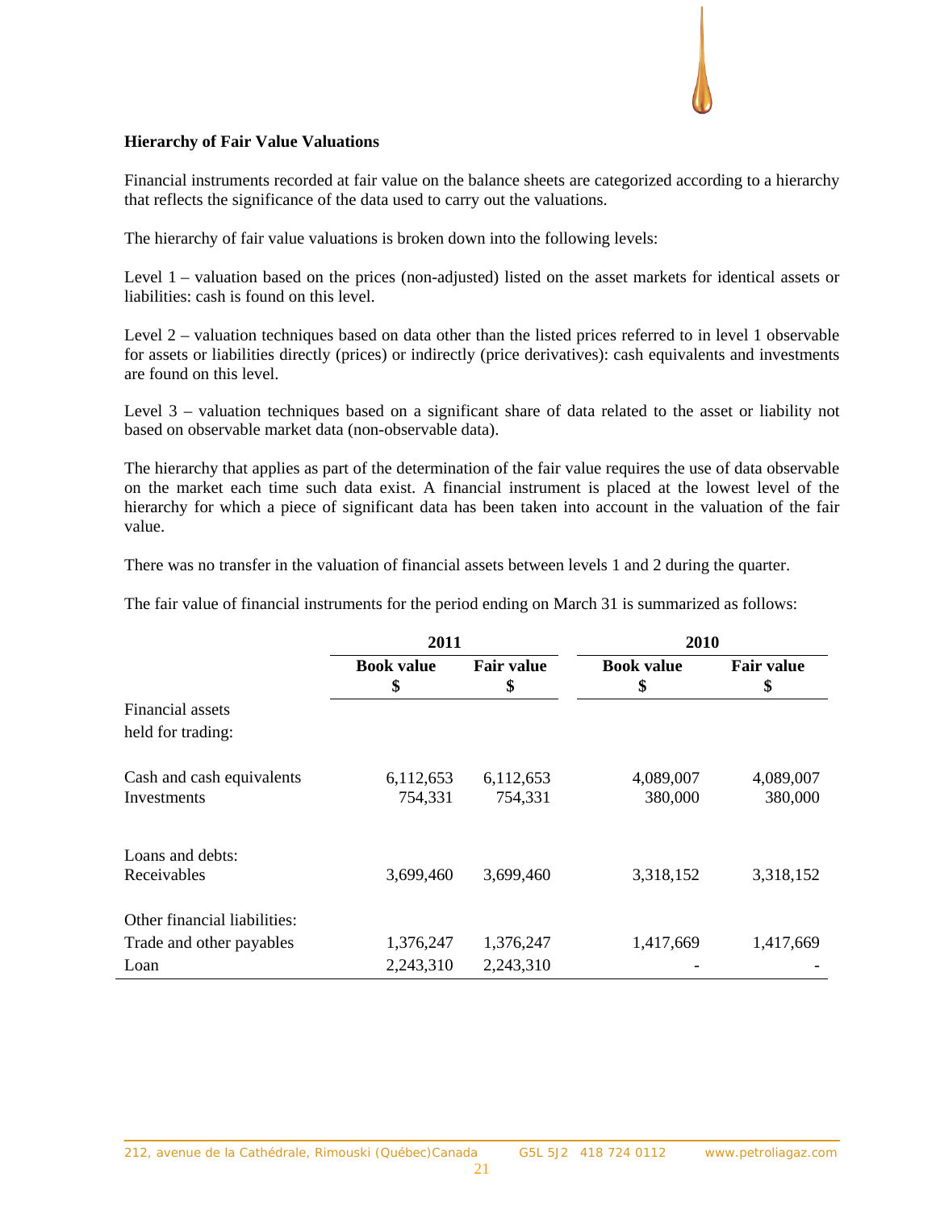**Hierarchy of Fair Value Valuations**

Financial instruments recorded at fair value on the balance sheets are categorized according to a hierarchy that reflects the significance of the data used to carry out the valuations.

The hierarchy of fair value valuations is broken down into the following levels:

Level 1 – valuation based on the prices (non-adjusted) listed on the asset markets for identical assets or liabilities: cash is found on this level.

Level 2 – valuation techniques based on data other than the listed prices referred to in level 1 observable for assets or liabilities directly (prices) or indirectly (price derivatives): cash equivalents and investments are found on this level.

Level 3 – valuation techniques based on a significant share of data related to the asset or liability not based on observable market data (non-observable data).

The hierarchy that applies as part of the determination of the fair value requires the use of data observable on the market each time such data exist. A financial instrument is placed at the lowest level of the hierarchy for which a piece of significant data has been taken into account in the valuation of the fair value.

There was no transfer in the valuation of financial assets between levels 1 and 2 during the quarter.

The fair value of financial instruments for the period ending on March 31 is summarized as follows:

| | 2011 | | 2010 | |
|---|---|---|---|---|
| | **Book value** $ | **Fair value** $ | **Book value** $ | **Fair value** $ |
| Financial assets held for trading: | | | | |
| Cash and cash equivalents | 6,112,653 | 6,112,653 | 4,089,007 | 4,089,007 |
| Investments | 754,331 | 754,331 | 380,000 | 380,000 |
| Loans and debts: | | | | |
| Receivables | 3,699,460 | 3,699,460 | 3,318,152 | 3,318,152 |
| Other financial liabilities: | | | | |
| Trade and other payables | 1,376,247 | 1,376,247 | 1,417,669 | 1,417,669 |
| Loan | 2,243,310 | 2,243,310 | - | - |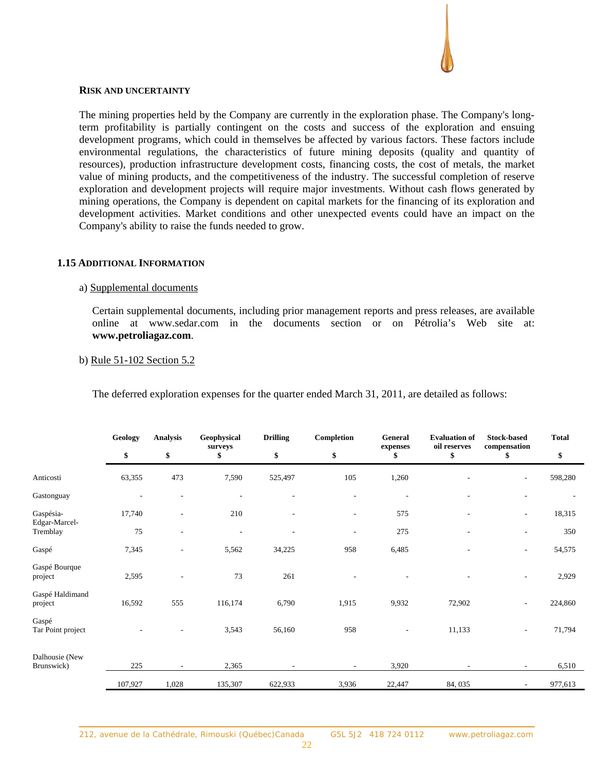**RISK AND UNCERTAINTY**

The mining properties held by the Company are currently in the exploration phase. The Company's long-term profitability is partially contingent on the costs and success of the exploration and ensuing development programs, which could in themselves be affected by various factors. These factors include environmental regulations, the characteristics of future mining deposits (quality and quantity of resources), production infrastructure development costs, financing costs, the cost of metals, the market value of mining products, and the competitiveness of the industry. The successful completion of reserve exploration and development projects will require major investments. Without cash flows generated by mining operations, the Company is dependent on capital markets for the financing of its exploration and development activities. Market conditions and other unexpected events could have an impact on the Company's ability to raise the funds needed to grow.

## 1.15 ADDITIONAL INFORMATION

a) Supplemental documents

Certain supplemental documents, including prior management reports and press releases, are available online at www.sedar.com in the documents section or on Pétrolia's Web site at: **www.petroliagaz.com**.

b) Rule 51-102 Section 5.2

The deferred exploration expenses for the quarter ended March 31, 2011, are detailed as follows:

| | Geology $ | Analysis $ | Geophysical surveys $ | Drilling $ | Completion $ | General expenses $ | Evaluation of oil reserves $ | Stock-based compensation $ | Total $ |
|---|---|---|---|---|---|---|---|---|---|
| Anticosti | 63,355 | 473 | 7,590 | 525,497 | 105 | 1,260 | - | - | 598,280 |
| Gastonguay | - | - | - | - | - | - | - | - | - |
| Gaspésia- | 17,740 | - | 210 | - | - | 575 | - | - | 18,315 |
| Edgar-Marcel-Tremblay | 75 | - | - | - | - | 275 | - | - | 350 |
| Gaspé | 7,345 | - | 5,562 | 34,225 | 958 | 6,485 | - | - | 54,575 |
| Gaspé Bourque project | 2,595 | - | 73 | 261 | - | - | - | - | 2,929 |
| Gaspé Haldimand project | 16,592 | 555 | 116,174 | 6,790 | 1,915 | 9,932 | 72,902 | - | 224,860 |
| Gaspé Tar Point project | - | - | 3,543 | 56,160 | 958 | - | 11,133 | - | 71,794 |
| Dalhousie (New Brunswick) | 225 | - | 2,365 | - | - | 3,920 | - | - | 6,510 |
| | 107,927 | 1,028 | 135,307 | 622,933 | 3,936 | 22,447 | 84, 035 | - | 977,613 |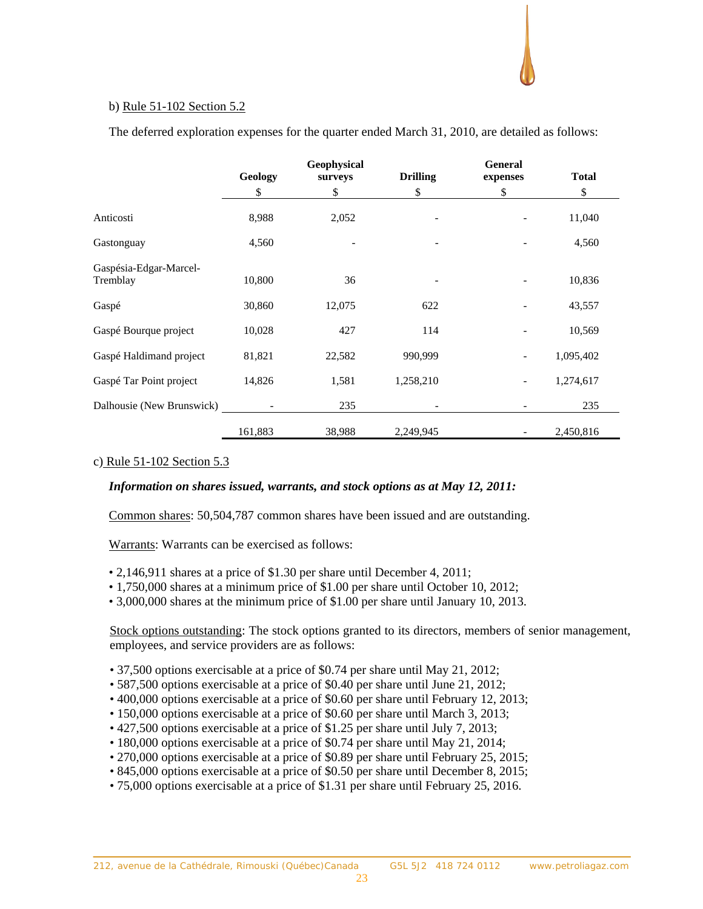b) Rule 51-102 Section 5.2

The deferred exploration expenses for the quarter ended March 31, 2010, are detailed as follows:

| | Geology | Geophysical surveys | Drilling | General expenses | Total |
|---|---|---|---|---|---|
| | $ | $ | $ | $ | $ |
| Anticosti | 8,988 | 2,052 | - | - | 11,040 |
| Gastonguay | 4,560 | - | - | - | 4,560 |
| Gaspésia-Edgar-Marcel-Tremblay | 10,800 | 36 | - | - | 10,836 |
| Gaspé | 30,860 | 12,075 | 622 | - | 43,557 |
| Gaspé Bourque project | 10,028 | 427 | 114 | - | 10,569 |
| Gaspé Haldimand project | 81,821 | 22,582 | 990,999 | - | 1,095,402 |
| Gaspé Tar Point project | 14,826 | 1,581 | 1,258,210 | - | 1,274,617 |
| Dalhousie (New Brunswick) | - | 235 | - | - | 235 |
| | 161,883 | 38,988 | 2,249,945 | - | 2,450,816 |

c) Rule 51-102 Section 5.3

***Information on shares issued, warrants, and stock options as at May 12, 2011:***

Common shares: 50,504,787 common shares have been issued and are outstanding.

Warrants: Warrants can be exercised as follows:

- 2,146,911 shares at a price of $1.30 per share until December 4, 2011;
- 1,750,000 shares at a minimum price of $1.00 per share until October 10, 2012;
- 3,000,000 shares at the minimum price of $1.00 per share until January 10, 2013.

Stock options outstanding: The stock options granted to its directors, members of senior management, employees, and service providers are as follows:

- 37,500 options exercisable at a price of $0.74 per share until May 21, 2012;
- 587,500 options exercisable at a price of $0.40 per share until June 21, 2012;
- 400,000 options exercisable at a price of $0.60 per share until February 12, 2013;
- 150,000 options exercisable at a price of $0.60 per share until March 3, 2013;
- 427,500 options exercisable at a price of $1.25 per share until July 7, 2013;
- 180,000 options exercisable at a price of $0.74 per share until May 21, 2014;
- 270,000 options exercisable at a price of $0.89 per share until February 25, 2015;
- 845,000 options exercisable at a price of $0.50 per share until December 8, 2015;
- 75,000 options exercisable at a price of $1.31 per share until February 25, 2016.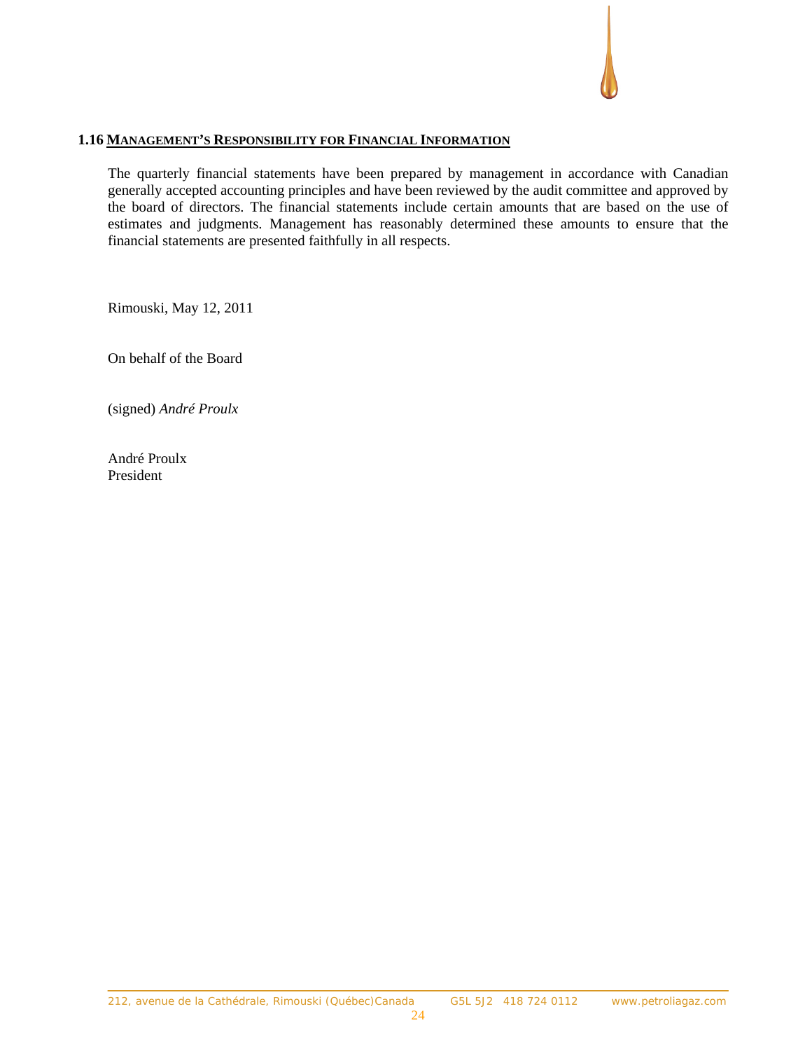## 1.16 MANAGEMENT'S RESPONSIBILITY FOR FINANCIAL INFORMATION

The quarterly financial statements have been prepared by management in accordance with Canadian generally accepted accounting principles and have been reviewed by the audit committee and approved by the board of directors. The financial statements include certain amounts that are based on the use of estimates and judgments. Management has reasonably determined these amounts to ensure that the financial statements are presented faithfully in all respects.

Rimouski, May 12, 2011

On behalf of the Board

(signed) *André Proulx*

André Proulx
President